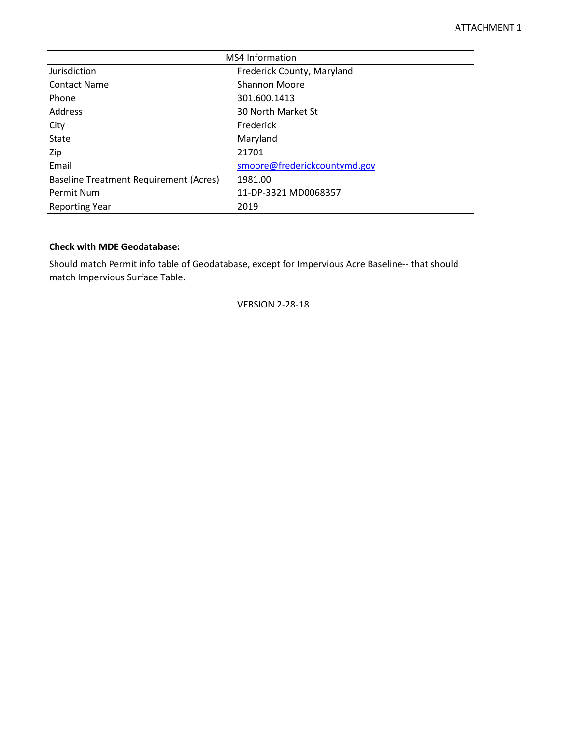ATTACHMENT 1

| MS4 Information | |
|---|---|
| Jurisdiction | Frederick County, Maryland |
| Contact Name | Shannon Moore |
| Phone | 301.600.1413 |
| Address | 30 North Market St |
| City | Frederick |
| State | Maryland |
| Zip | 21701 |
| Email | smoore@frederickcountymd.gov |
| Baseline Treatment Requirement (Acres) | 1981.00 |
| Permit Num | 11-DP-3321 MD0068357 |
| Reporting Year | 2019 |

**Check with MDE Geodatabase:**

Should match Permit info table of Geodatabase, except for Impervious Acre Baseline-- that should match Impervious Surface Table.

VERSION 2-28-18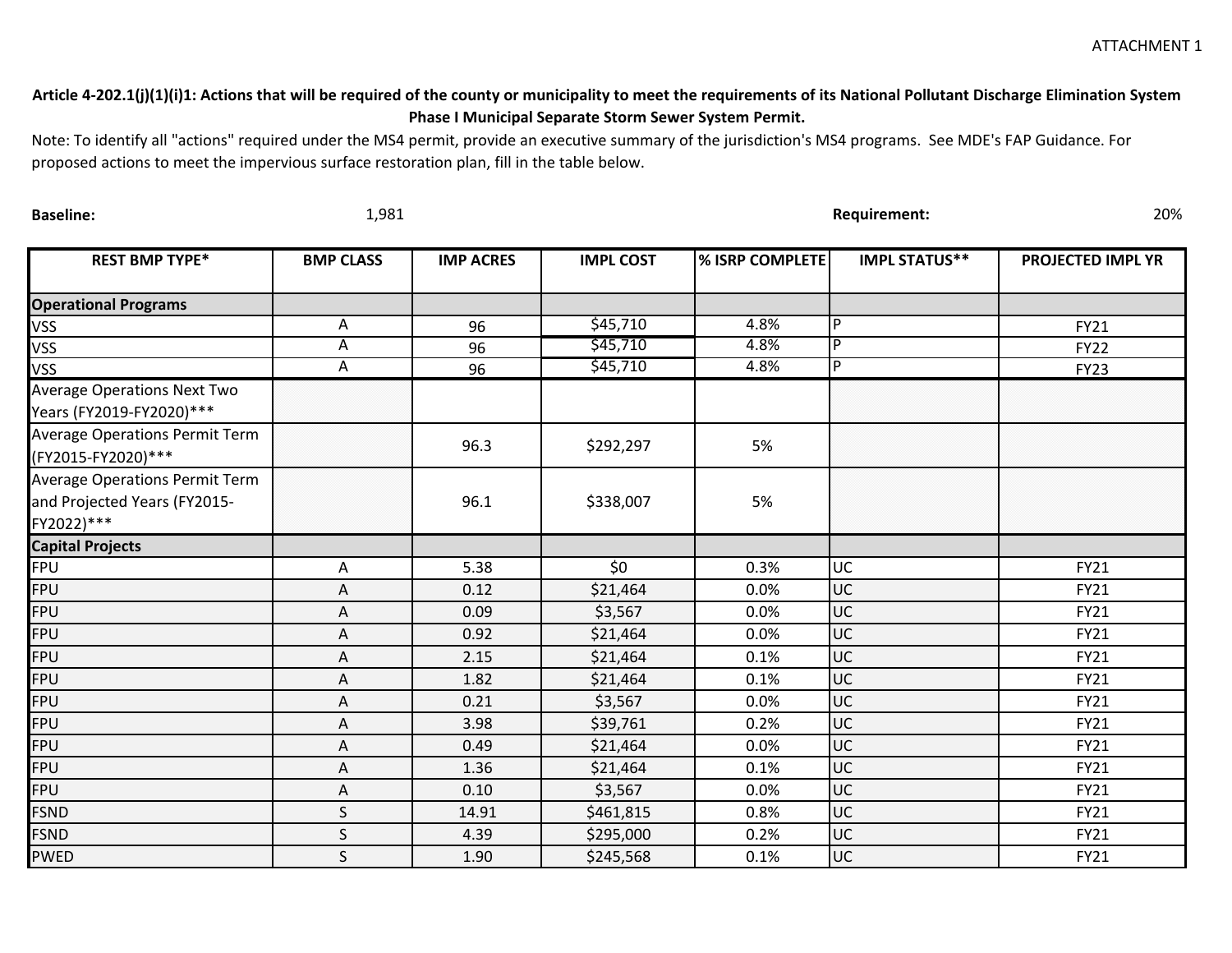ATTACHMENT 1

**Article 4-202.1(j)(1)(i)1: Actions that will be required of the county or municipality to meet the requirements of its National Pollutant Discharge Elimination System Phase I Municipal Separate Storm Sewer System Permit.**

Note: To identify all "actions" required under the MS4 permit, provide an executive summary of the jurisdiction's MS4 programs. See MDE's FAP Guidance. For proposed actions to meet the impervious surface restoration plan, fill in the table below.

**Baseline:** 1,981 **Requirement:** 20%

| REST BMP TYPE* | BMP CLASS | IMP ACRES | IMPL COST | % ISRP COMPLETE | IMPL STATUS** | PROJECTED IMPL YR |
|---|---|---|---|---|---|---|
| **Operational Programs** | | | | | | |
| VSS | A | 96 | $45,710 | 4.8% | P | FY21 |
| VSS | A | 96 | $45,710 | 4.8% | P | FY22 |
| VSS | A | 96 | $45,710 | 4.8% | P | FY23 |
| Average Operations Next Two Years (FY2019-FY2020)*** | | | | | | |
| Average Operations Permit Term (FY2015-FY2020)*** | | 96.3 | $292,297 | 5% | | |
| Average Operations Permit Term and Projected Years (FY2015-FY2022)*** | | 96.1 | $338,007 | 5% | | |
| **Capital Projects** | | | | | | |
| FPU | A | 5.38 | $0 | 0.3% | UC | FY21 |
| FPU | A | 0.12 | $21,464 | 0.0% | UC | FY21 |
| FPU | A | 0.09 | $3,567 | 0.0% | UC | FY21 |
| FPU | A | 0.92 | $21,464 | 0.0% | UC | FY21 |
| FPU | A | 2.15 | $21,464 | 0.1% | UC | FY21 |
| FPU | A | 1.82 | $21,464 | 0.1% | UC | FY21 |
| FPU | A | 0.21 | $3,567 | 0.0% | UC | FY21 |
| FPU | A | 3.98 | $39,761 | 0.2% | UC | FY21 |
| FPU | A | 0.49 | $21,464 | 0.0% | UC | FY21 |
| FPU | A | 1.36 | $21,464 | 0.1% | UC | FY21 |
| FPU | A | 0.10 | $3,567 | 0.0% | UC | FY21 |
| FSND | S | 14.91 | $461,815 | 0.8% | UC | FY21 |
| FSND | S | 4.39 | $295,000 | 0.2% | UC | FY21 |
| PWED | S | 1.90 | $245,568 | 0.1% | UC | FY21 |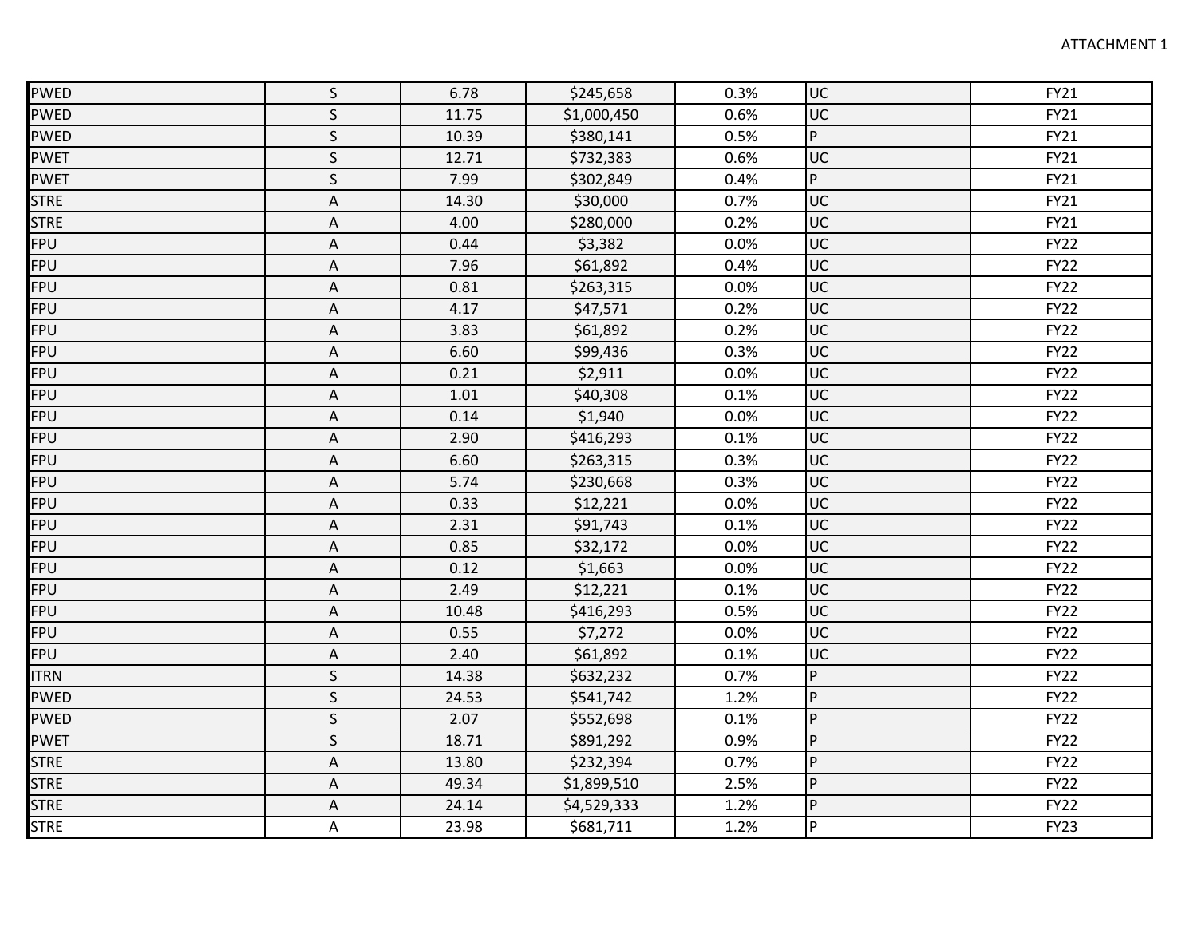| | | | | | | |
|---|---|---|---|---|---|---|
| PWED | S | 6.78 | $245,658 | 0.3% | UC | FY21 |
| PWED | S | 11.75 | $1,000,450 | 0.6% | UC | FY21 |
| PWED | S | 10.39 | $380,141 | 0.5% | P | FY21 |
| PWET | S | 12.71 | $732,383 | 0.6% | UC | FY21 |
| PWET | S | 7.99 | $302,849 | 0.4% | P | FY21 |
| STRE | A | 14.30 | $30,000 | 0.7% | UC | FY21 |
| STRE | A | 4.00 | $280,000 | 0.2% | UC | FY21 |
| FPU | A | 0.44 | $3,382 | 0.0% | UC | FY22 |
| FPU | A | 7.96 | $61,892 | 0.4% | UC | FY22 |
| FPU | A | 0.81 | $263,315 | 0.0% | UC | FY22 |
| FPU | A | 4.17 | $47,571 | 0.2% | UC | FY22 |
| FPU | A | 3.83 | $61,892 | 0.2% | UC | FY22 |
| FPU | A | 6.60 | $99,436 | 0.3% | UC | FY22 |
| FPU | A | 0.21 | $2,911 | 0.0% | UC | FY22 |
| FPU | A | 1.01 | $40,308 | 0.1% | UC | FY22 |
| FPU | A | 0.14 | $1,940 | 0.0% | UC | FY22 |
| FPU | A | 2.90 | $416,293 | 0.1% | UC | FY22 |
| FPU | A | 6.60 | $263,315 | 0.3% | UC | FY22 |
| FPU | A | 5.74 | $230,668 | 0.3% | UC | FY22 |
| FPU | A | 0.33 | $12,221 | 0.0% | UC | FY22 |
| FPU | A | 2.31 | $91,743 | 0.1% | UC | FY22 |
| FPU | A | 0.85 | $32,172 | 0.0% | UC | FY22 |
| FPU | A | 0.12 | $1,663 | 0.0% | UC | FY22 |
| FPU | A | 2.49 | $12,221 | 0.1% | UC | FY22 |
| FPU | A | 10.48 | $416,293 | 0.5% | UC | FY22 |
| FPU | A | 0.55 | $7,272 | 0.0% | UC | FY22 |
| FPU | A | 2.40 | $61,892 | 0.1% | UC | FY22 |
| ITRN | S | 14.38 | $632,232 | 0.7% | P | FY22 |
| PWED | S | 24.53 | $541,742 | 1.2% | P | FY22 |
| PWED | S | 2.07 | $552,698 | 0.1% | P | FY22 |
| PWET | S | 18.71 | $891,292 | 0.9% | P | FY22 |
| STRE | A | 13.80 | $232,394 | 0.7% | P | FY22 |
| STRE | A | 49.34 | $1,899,510 | 2.5% | P | FY22 |
| STRE | A | 24.14 | $4,529,333 | 1.2% | P | FY22 |
| STRE | A | 23.98 | $681,711 | 1.2% | P | FY23 |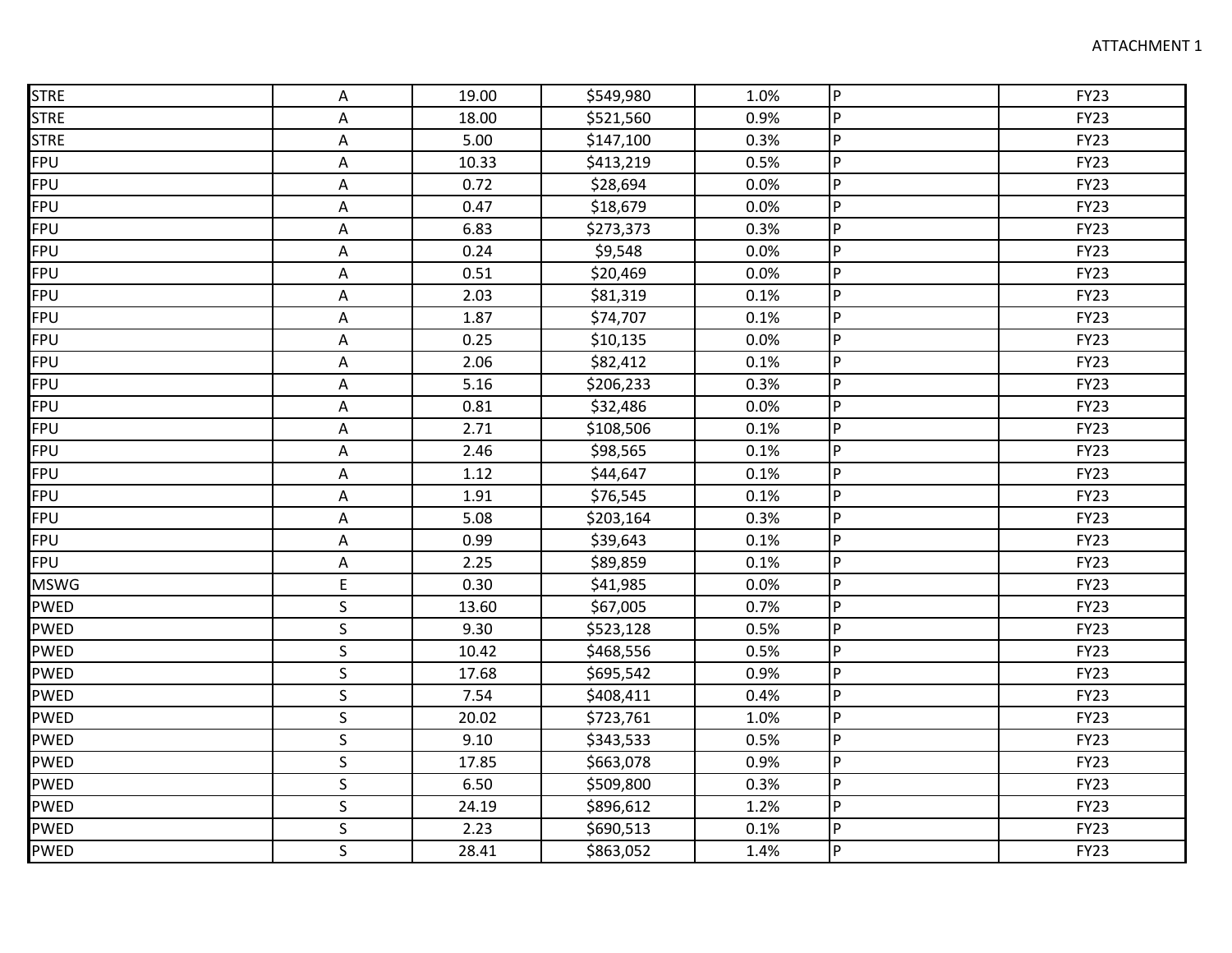| | | | | | | |
|---|---|---|---|---|---|---|
| STRE | A | 19.00 | $549,980 | 1.0% | P | FY23 |
| STRE | A | 18.00 | $521,560 | 0.9% | P | FY23 |
| STRE | A | 5.00 | $147,100 | 0.3% | P | FY23 |
| FPU | A | 10.33 | $413,219 | 0.5% | P | FY23 |
| FPU | A | 0.72 | $28,694 | 0.0% | P | FY23 |
| FPU | A | 0.47 | $18,679 | 0.0% | P | FY23 |
| FPU | A | 6.83 | $273,373 | 0.3% | P | FY23 |
| FPU | A | 0.24 | $9,548 | 0.0% | P | FY23 |
| FPU | A | 0.51 | $20,469 | 0.0% | P | FY23 |
| FPU | A | 2.03 | $81,319 | 0.1% | P | FY23 |
| FPU | A | 1.87 | $74,707 | 0.1% | P | FY23 |
| FPU | A | 0.25 | $10,135 | 0.0% | P | FY23 |
| FPU | A | 2.06 | $82,412 | 0.1% | P | FY23 |
| FPU | A | 5.16 | $206,233 | 0.3% | P | FY23 |
| FPU | A | 0.81 | $32,486 | 0.0% | P | FY23 |
| FPU | A | 2.71 | $108,506 | 0.1% | P | FY23 |
| FPU | A | 2.46 | $98,565 | 0.1% | P | FY23 |
| FPU | A | 1.12 | $44,647 | 0.1% | P | FY23 |
| FPU | A | 1.91 | $76,545 | 0.1% | P | FY23 |
| FPU | A | 5.08 | $203,164 | 0.3% | P | FY23 |
| FPU | A | 0.99 | $39,643 | 0.1% | P | FY23 |
| FPU | A | 2.25 | $89,859 | 0.1% | P | FY23 |
| MSWG | E | 0.30 | $41,985 | 0.0% | P | FY23 |
| PWED | S | 13.60 | $67,005 | 0.7% | P | FY23 |
| PWED | S | 9.30 | $523,128 | 0.5% | P | FY23 |
| PWED | S | 10.42 | $468,556 | 0.5% | P | FY23 |
| PWED | S | 17.68 | $695,542 | 0.9% | P | FY23 |
| PWED | S | 7.54 | $408,411 | 0.4% | P | FY23 |
| PWED | S | 20.02 | $723,761 | 1.0% | P | FY23 |
| PWED | S | 9.10 | $343,533 | 0.5% | P | FY23 |
| PWED | S | 17.85 | $663,078 | 0.9% | P | FY23 |
| PWED | S | 6.50 | $509,800 | 0.3% | P | FY23 |
| PWED | S | 24.19 | $896,612 | 1.2% | P | FY23 |
| PWED | S | 2.23 | $690,513 | 0.1% | P | FY23 |
| PWED | S | 28.41 | $863,052 | 1.4% | P | FY23 |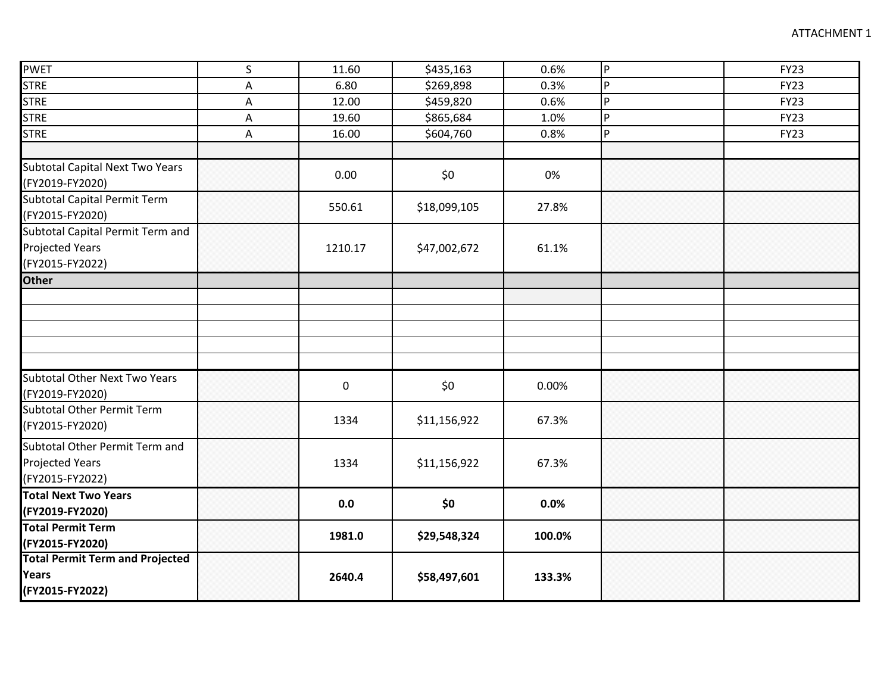ATTACHMENT 1

| | | | | | | |
|---|---|---|---|---|---|---|
| PWET | S | 11.60 | $435,163 | 0.6% | P | FY23 |
| STRE | A | 6.80 | $269,898 | 0.3% | P | FY23 |
| STRE | A | 12.00 | $459,820 | 0.6% | P | FY23 |
| STRE | A | 19.60 | $865,684 | 1.0% | P | FY23 |
| STRE | A | 16.00 | $604,760 | 0.8% | P | FY23 |
| | | | | | | |
| Subtotal Capital Next Two Years (FY2019-FY2020) | | 0.00 | $0 | 0% | | |
| Subtotal Capital Permit Term (FY2015-FY2020) | | 550.61 | $18,099,105 | 27.8% | | |
| Subtotal Capital Permit Term and Projected Years (FY2015-FY2022) | | 1210.17 | $47,002,672 | 61.1% | | |
| **Other** | | | | | | |
| | | | | | | |
| | | | | | | |
| | | | | | | |
| | | | | | | |
| | | | | | | |
| Subtotal Other Next Two Years (FY2019-FY2020) | | 0 | $0 | 0.00% | | |
| Subtotal Other Permit Term (FY2015-FY2020) | | 1334 | $11,156,922 | 67.3% | | |
| Subtotal Other Permit Term and Projected Years (FY2015-FY2022) | | 1334 | $11,156,922 | 67.3% | | |
| **Total Next Two Years (FY2019-FY2020)** | | **0.0** | **$0** | **0.0%** | | |
| **Total Permit Term (FY2015-FY2020)** | | **1981.0** | **$29,548,324** | **100.0%** | | |
| **Total Permit Term and Projected Years (FY2015-FY2022)** | | **2640.4** | **$58,497,601** | **133.3%** | | |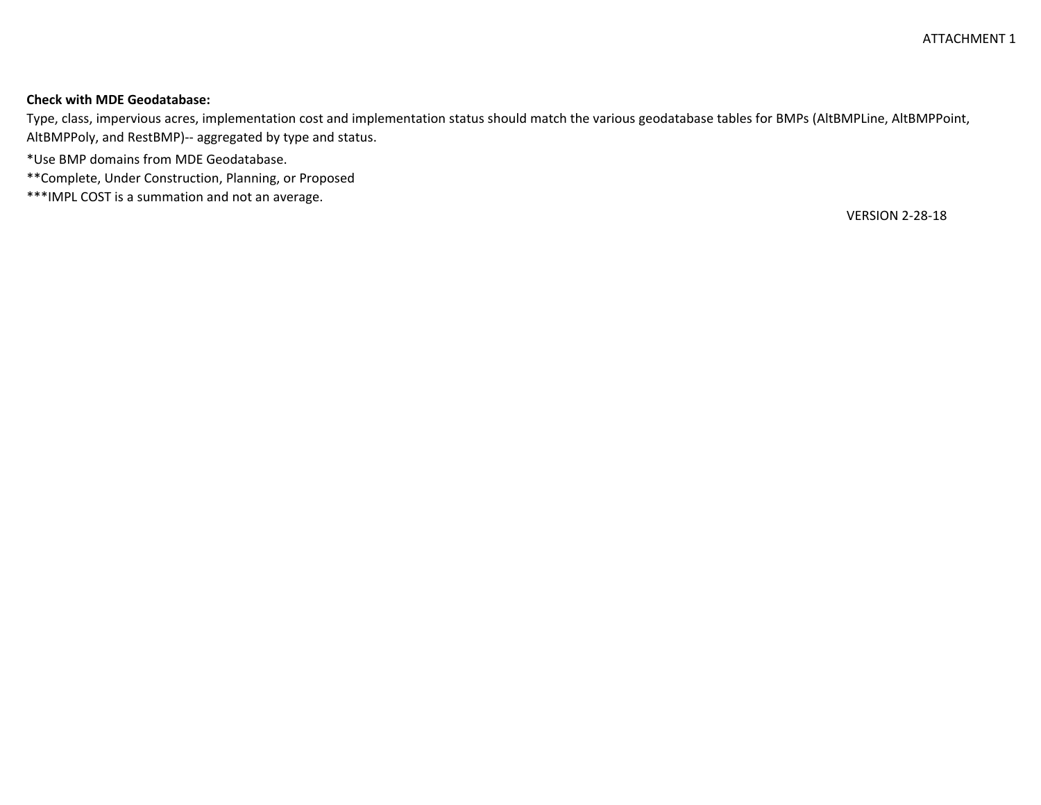ATTACHMENT 1

**Check with MDE Geodatabase:**
Type, class, impervious acres, implementation cost and implementation status should match the various geodatabase tables for BMPs (AltBMPLine, AltBMPPoint, AltBMPPoly, and RestBMP)-- aggregated by type and status.

*Use BMP domains from MDE Geodatabase.
**Complete, Under Construction, Planning, or Proposed
***IMPL COST is a summation and not an average.

VERSION 2-28-18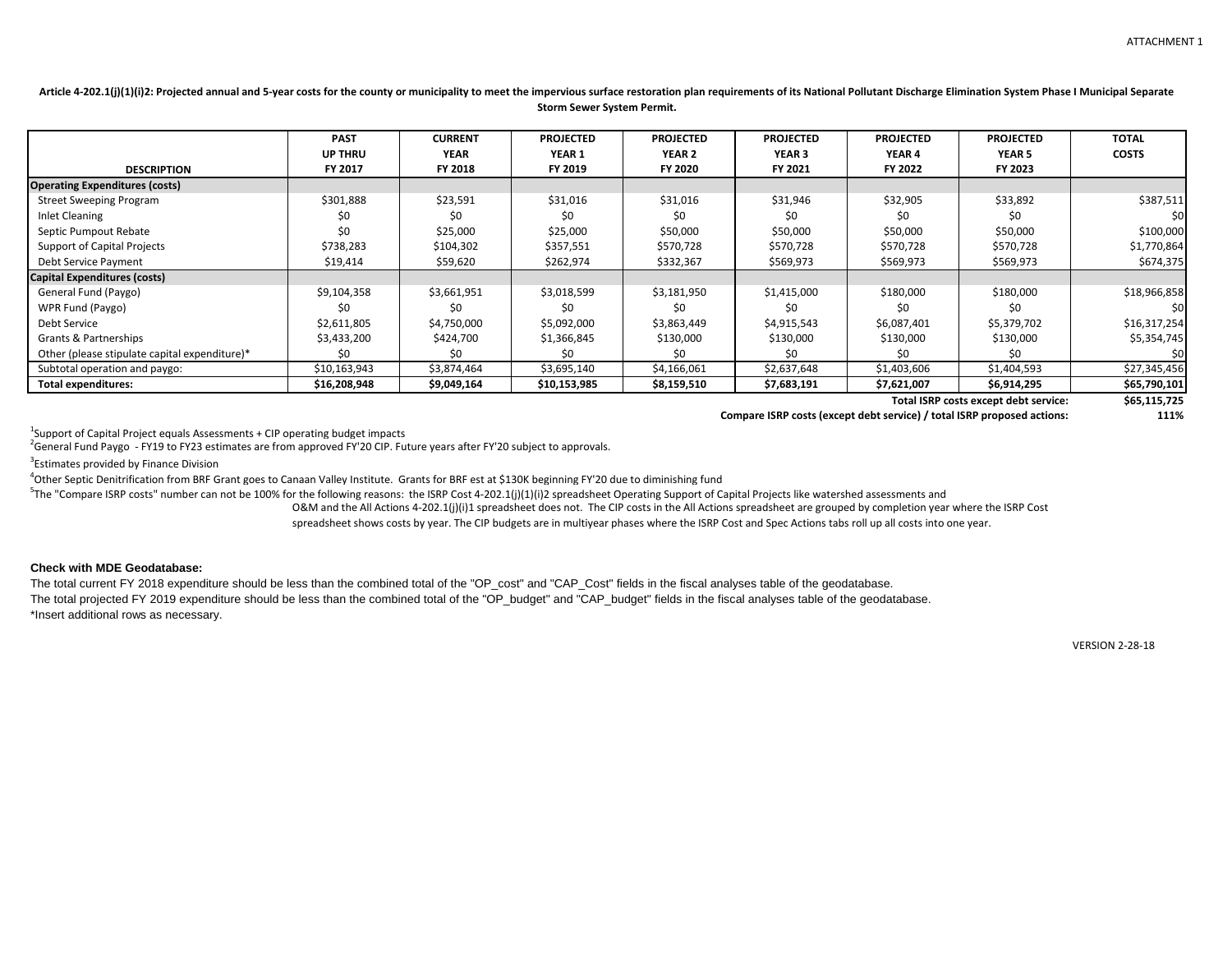ATTACHMENT 1

**Article 4-202.1(j)(1)(i)2: Projected annual and 5-year costs for the county or municipality to meet the impervious surface restoration plan requirements of its National Pollutant Discharge Elimination System Phase I Municipal Separate Storm Sewer System Permit.**

| DESCRIPTION | PAST UP THRU FY 2017 | CURRENT YEAR FY 2018 | PROJECTED YEAR 1 FY 2019 | PROJECTED YEAR 2 FY 2020 | PROJECTED YEAR 3 FY 2021 | PROJECTED YEAR 4 FY 2022 | PROJECTED YEAR 5 FY 2023 | TOTAL COSTS |
|---|---|---|---|---|---|---|---|---|
| **Operating Expenditures (costs)** | | | | | | | | |
| Street Sweeping Program | $301,888 | $23,591 | $31,016 | $31,016 | $31,946 | $32,905 | $33,892 | $387,511 |
| Inlet Cleaning | $0 | $0 | $0 | $0 | $0 | $0 | $0 | $0 |
| Septic Pumpout Rebate | $0 | $25,000 | $25,000 | $50,000 | $50,000 | $50,000 | $50,000 | $100,000 |
| Support of Capital Projects | $738,283 | $104,302 | $357,551 | $570,728 | $570,728 | $570,728 | $570,728 | $1,770,864 |
| Debt Service Payment | $19,414 | $59,620 | $262,974 | $332,367 | $569,973 | $569,973 | $569,973 | $674,375 |
| **Capital Expenditures (costs)** | | | | | | | | |
| General Fund (Paygo) | $9,104,358 | $3,661,951 | $3,018,599 | $3,181,950 | $1,415,000 | $180,000 | $180,000 | $18,966,858 |
| WPR Fund (Paygo) | $0 | $0 | $0 | $0 | $0 | $0 | $0 | $0 |
| Debt Service | $2,611,805 | $4,750,000 | $5,092,000 | $3,863,449 | $4,915,543 | $6,087,401 | $5,379,702 | $16,317,254 |
| Grants & Partnerships | $3,433,200 | $424,700 | $1,366,845 | $130,000 | $130,000 | $130,000 | $130,000 | $5,354,745 |
| Other (please stipulate capital expenditure)* | $0 | $0 | $0 | $0 | $0 | $0 | $0 | $0 |
| Subtotal operation and paygo: | $10,163,943 | $3,874,464 | $3,695,140 | $4,166,061 | $2,637,648 | $1,403,606 | $1,404,593 | $27,345,456 |
| **Total expenditures:** | **$16,208,948** | **$9,049,164** | **$10,153,985** | **$8,159,510** | **$7,683,191** | **$7,621,007** | **$6,914,295** | **$65,790,101** |

**Total ISRP costs except debt service:** **$65,115,725**

**Compare ISRP costs (except debt service) / total ISRP proposed actions:** **111%**

[1]Support of Capital Project equals Assessments + CIP operating budget impacts

[2]General Fund Paygo - FY19 to FY23 estimates are from approved FY'20 CIP. Future years after FY'20 subject to approvals.

[3]Estimates provided by Finance Division

[4]Other Septic Denitrification from BRF Grant goes to Canaan Valley Institute. Grants for BRF est at $130K beginning FY'20 due to diminishing fund

[5]The "Compare ISRP costs" number can not be 100% for the following reasons: the ISRP Cost 4-202.1(j)(1)(i)2 spreadsheet Operating Support of Capital Projects like watershed assessments and O&M and the All Actions 4-202.1(j)(i)1 spreadsheet does not. The CIP costs in the All Actions spreadsheet are grouped by completion year where the ISRP Cost spreadsheet shows costs by year. The CIP budgets are in multiyear phases where the ISRP Cost and Spec Actions tabs roll up all costs into one year.

**Check with MDE Geodatabase:**

The total current FY 2018 expenditure should be less than the combined total of the "OP_cost" and "CAP_Cost" fields in the fiscal analyses table of the geodatabase.
The total projected FY 2019 expenditure should be less than the combined total of the "OP_budget" and "CAP_budget" fields in the fiscal analyses table of the geodatabase.
*Insert additional rows as necessary.

VERSION 2-28-18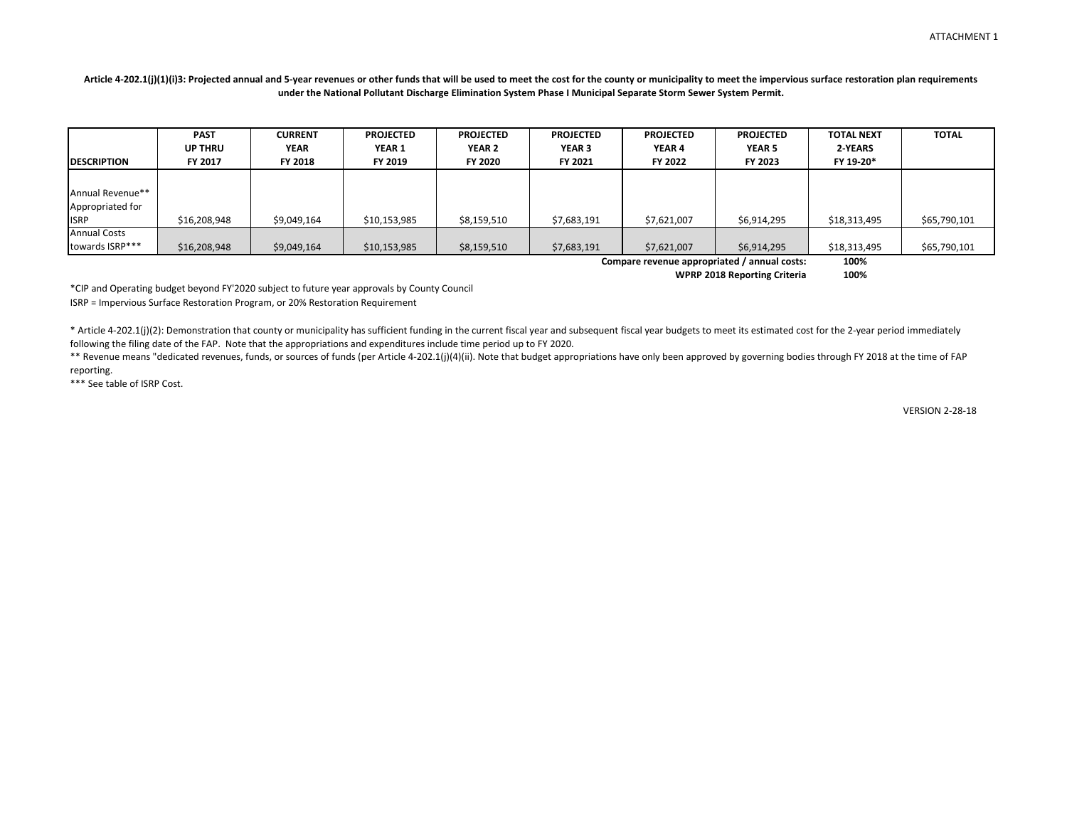ATTACHMENT 1

**Article 4-202.1(j)(1)(i)3: Projected annual and 5-year revenues or other funds that will be used to meet the cost for the county or municipality to meet the impervious surface restoration plan requirements under the National Pollutant Discharge Elimination System Phase I Municipal Separate Storm Sewer System Permit.**

| DESCRIPTION | PAST UP THRU FY 2017 | CURRENT YEAR FY 2018 | PROJECTED YEAR 1 FY 2019 | PROJECTED YEAR 2 FY 2020 | PROJECTED YEAR 3 FY 2021 | PROJECTED YEAR 4 FY 2022 | PROJECTED YEAR 5 FY 2023 | TOTAL NEXT 2-YEARS FY 19-20* | TOTAL |
|---|---|---|---|---|---|---|---|---|---|
| Annual Revenue** Appropriated for ISRP | $16,208,948 | $9,049,164 | $10,153,985 | $8,159,510 | $7,683,191 | $7,621,007 | $6,914,295 | $18,313,495 | $65,790,101 |
| Annual Costs towards ISRP*** | $16,208,948 | $9,049,164 | $10,153,985 | $8,159,510 | $7,683,191 | $7,621,007 | $6,914,295 | $18,313,495 | $65,790,101 |
| | | | | | | | **Compare revenue appropriated / annual costs:** | **100%** | |
| | | | | | | | **WPRP 2018 Reporting Criteria** | **100%** | |

*CIP and Operating budget beyond FY'2020 subject to future year approvals by County Council

ISRP = Impervious Surface Restoration Program, or 20% Restoration Requirement

* Article 4-202.1(j)(2): Demonstration that county or municipality has sufficient funding in the current fiscal year and subsequent fiscal year budgets to meet its estimated cost for the 2-year period immediately following the filing date of the FAP. Note that the appropriations and expenditures include time period up to FY 2020.

** Revenue means "dedicated revenues, funds, or sources of funds (per Article 4-202.1(j)(4)(ii). Note that budget appropriations have only been approved by governing bodies through FY 2018 at the time of FAP reporting.

*** See table of ISRP Cost.

VERSION 2-28-18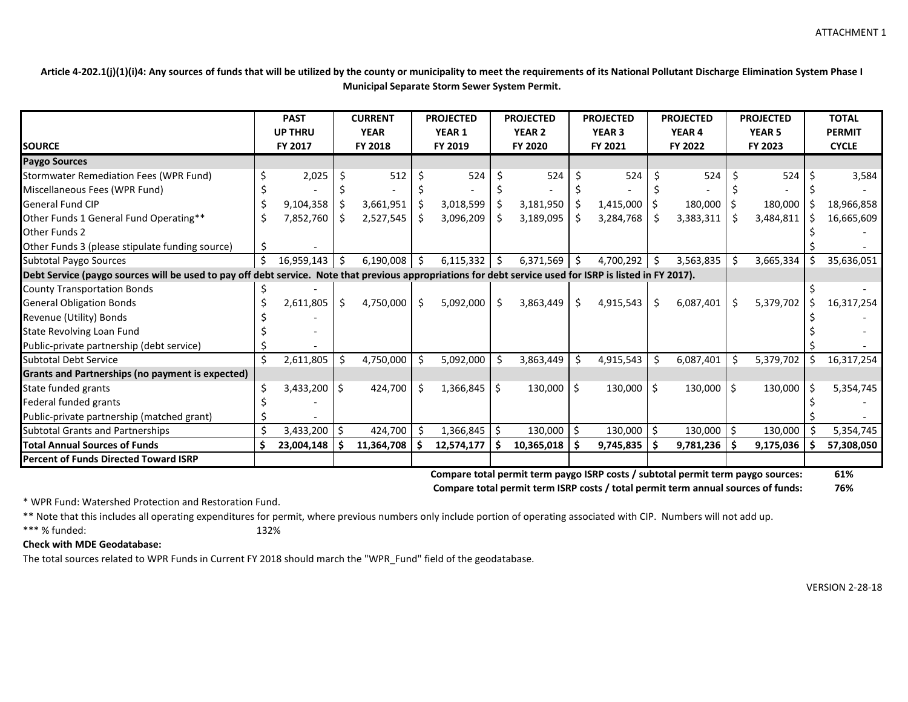ATTACHMENT 1

**Article 4-202.1(j)(1)(i)4: Any sources of funds that will be utilized by the county or municipality to meet the requirements of its National Pollutant Discharge Elimination System Phase I Municipal Separate Storm Sewer System Permit.**

| SOURCE | PAST UP THRU FY 2017 | CURRENT YEAR FY 2018 | PROJECTED YEAR 1 FY 2019 | PROJECTED YEAR 2 FY 2020 | PROJECTED YEAR 3 FY 2021 | PROJECTED YEAR 4 FY 2022 | PROJECTED YEAR 5 FY 2023 | TOTAL PERMIT CYCLE |
|---|---|---|---|---|---|---|---|---|
| **Paygo Sources** | | | | | | | | |
| Stormwater Remediation Fees (WPR Fund) | $ 2,025 | $ 512 | $ 524 | $ 524 | $ 524 | $ 524 | $ 524 | $ 3,584 |
| Miscellaneous Fees (WPR Fund) | $ - | $ - | $ - | $ - | $ - | $ - | $ - | $ - |
| General Fund CIP | $ 9,104,358 | $ 3,661,951 | $ 3,018,599 | $ 3,181,950 | $ 1,415,000 | $ 180,000 | $ 180,000 | $ 18,966,858 |
| Other Funds 1 General Fund Operating** | $ 7,852,760 | $ 2,527,545 | $ 3,096,209 | $ 3,189,095 | $ 3,284,768 | $ 3,383,311 | $ 3,484,811 | $ 16,665,609 |
| Other Funds 2 | | | | | | | | $ - |
| Other Funds 3 (please stipulate funding source) | $ - | | | | | | | $ - |
| Subtotal Paygo Sources | $ 16,959,143 | $ 6,190,008 | $ 6,115,332 | $ 6,371,569 | $ 4,700,292 | $ 3,563,835 | $ 3,665,334 | $ 35,636,051 |
| **Debt Service (paygo sources will be used to pay off debt service. Note that previous appropriations for debt service used for ISRP is listed in FY 2017).** | | | | | | | | |
| County Transportation Bonds | $ - | | | | | | | $ - |
| General Obligation Bonds | $ 2,611,805 | $ 4,750,000 | $ 5,092,000 | $ 3,863,449 | $ 4,915,543 | $ 6,087,401 | $ 5,379,702 | $ 16,317,254 |
| Revenue (Utility) Bonds | $ - | | | | | | | $ - |
| State Revolving Loan Fund | $ - | | | | | | | $ - |
| Public-private partnership (debt service) | $ - | | | | | | | $ - |
| Subtotal Debt Service | $ 2,611,805 | $ 4,750,000 | $ 5,092,000 | $ 3,863,449 | $ 4,915,543 | $ 6,087,401 | $ 5,379,702 | $ 16,317,254 |
| **Grants and Partnerships (no payment is expected)** | | | | | | | | |
| State funded grants | $ 3,433,200 | $ 424,700 | $ 1,366,845 | $ 130,000 | $ 130,000 | $ 130,000 | $ 130,000 | $ 5,354,745 |
| Federal funded grants | $ - | | | | | | | $ - |
| Public-private partnership (matched grant) | $ - | | | | | | | $ - |
| Subtotal Grants and Partnerships | $ 3,433,200 | $ 424,700 | $ 1,366,845 | $ 130,000 | $ 130,000 | $ 130,000 | $ 130,000 | $ 5,354,745 |
| **Total Annual Sources of Funds** | **$ 23,004,148** | **$ 11,364,708** | **$ 12,574,177** | **$ 10,365,018** | **$ 9,745,835** | **$ 9,781,236** | **$ 9,175,036** | **$ 57,308,050** |
| **Percent of Funds Directed Toward ISRP** | | | | | | | | |

**Compare total permit term paygo ISRP costs / subtotal permit term paygo sources: 61%**

**Compare total permit term ISRP costs / total permit term annual sources of funds: 76%**

\* WPR Fund: Watershed Protection and Restoration Fund.

** Note that this includes all operating expenditures for permit, where previous numbers only include portion of operating associated with CIP. Numbers will not add up.

*** % funded: 132%

**Check with MDE Geodatabase:**

The total sources related to WPR Funds in Current FY 2018 should march the "WPR_Fund" field of the geodatabase.

VERSION 2-28-18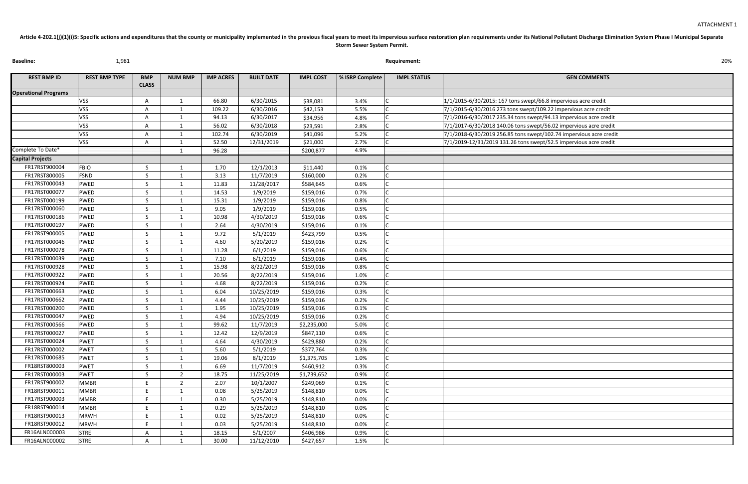ATTACHMENT 1

**Article 4-202.1(j)(1)(i)5: Specific actions and expenditures that the county or municipality implemented in the previous fiscal years to meet its impervious surface restoration plan requirements under its National Pollutant Discharge Elimination System Phase I Municipal Separate Storm Sewer System Permit.**

**Baseline:** 1,981 **Requirement:** 20%

| REST BMP ID | REST BMP TYPE | BMP CLASS | NUM BMP | IMP ACRES | BUILT DATE | IMPL COST | % ISRP Complete | IMPL STATUS | GEN COMMENTS |
|---|---|---|---|---|---|---|---|---|---|
| **Operational Programs** | | | | | | | | | |
| | VSS | A | 1 | 66.80 | 6/30/2015 | $38,081 | 3.4% | C | 1/1/2015-6/30/2015: 167 tons swept/66.8 impervious acre credit |
| | VSS | A | 1 | 109.22 | 6/30/2016 | $42,153 | 5.5% | C | 7/1/2015-6/30/2016 273 tons swept/109.22 impervious acre credit |
| | VSS | A | 1 | 94.13 | 6/30/2017 | $34,956 | 4.8% | C | 7/1/2016-6/30/2017 235.34 tons swept/94.13 impervious acre credit |
| | VSS | A | 1 | 56.02 | 6/30/2018 | $23,591 | 2.8% | C | 7/1/2017-6/30/2018 140.06 tons swept/56.02 impervious acre credit |
| | VSS | A | 1 | 102.74 | 6/30/2019 | $41,096 | 5.2% | C | 7/1/2018-6/30/2019 256.85 tons swept/102.74 impervious acre credit |
| | VSS | A | 1 | 52.50 | 12/31/2019 | $21,000 | 2.7% | C | 7/1/2019-12/31/2019 131.26 tons swept/52.5 impervious acre credit |
| Complete To Date* | | | 1 | 96.28 | | $200,877 | 4.9% | | |
| **Capital Projects** | | | | | | | | | |
| FR17RST900004 | FBIO | S | 1 | 1.70 | 12/1/2013 | $11,440 | 0.1% | C | |
| FR17RST800005 | FSND | S | 1 | 3.13 | 11/7/2019 | $160,000 | 0.2% | C | |
| FR17RST000043 | PWED | S | 1 | 11.83 | 11/28/2017 | $584,645 | 0.6% | C | |
| FR17RST000077 | PWED | S | 1 | 14.53 | 1/9/2019 | $159,016 | 0.7% | C | |
| FR17RST000199 | PWED | S | 1 | 15.31 | 1/9/2019 | $159,016 | 0.8% | C | |
| FR17RST000060 | PWED | S | 1 | 9.05 | 1/9/2019 | $159,016 | 0.5% | C | |
| FR17RST000186 | PWED | S | 1 | 10.98 | 4/30/2019 | $159,016 | 0.6% | C | |
| FR17RST000197 | PWED | S | 1 | 2.64 | 4/30/2019 | $159,016 | 0.1% | C | |
| FR17RST900005 | PWED | S | 1 | 9.72 | 5/1/2019 | $423,799 | 0.5% | C | |
| FR17RST000046 | PWED | S | 1 | 4.60 | 5/20/2019 | $159,016 | 0.2% | C | |
| FR17RST000078 | PWED | S | 1 | 11.28 | 6/1/2019 | $159,016 | 0.6% | C | |
| FR17RST000039 | PWED | S | 1 | 7.10 | 6/1/2019 | $159,016 | 0.4% | C | |
| FR17RST000928 | PWED | S | 1 | 15.98 | 8/22/2019 | $159,016 | 0.8% | C | |
| FR17RST000922 | PWED | S | 1 | 20.56 | 8/22/2019 | $159,016 | 1.0% | C | |
| FR17RST000924 | PWED | S | 1 | 4.68 | 8/22/2019 | $159,016 | 0.2% | C | |
| FR17RST000663 | PWED | S | 1 | 6.04 | 10/25/2019 | $159,016 | 0.3% | C | |
| FR17RST000662 | PWED | S | 1 | 4.44 | 10/25/2019 | $159,016 | 0.2% | C | |
| FR17RST000200 | PWED | S | 1 | 1.95 | 10/25/2019 | $159,016 | 0.1% | C | |
| FR17RST000047 | PWED | S | 1 | 4.94 | 10/25/2019 | $159,016 | 0.2% | C | |
| FR17RST000566 | PWED | S | 1 | 99.62 | 11/7/2019 | $2,235,000 | 5.0% | C | |
| FR17RST000027 | PWED | S | 1 | 12.42 | 12/9/2019 | $847,110 | 0.6% | C | |
| FR17RST000024 | PWET | S | 1 | 4.64 | 4/30/2019 | $429,880 | 0.2% | C | |
| FR17RST000002 | PWET | S | 1 | 5.60 | 5/1/2019 | $377,764 | 0.3% | C | |
| FR17RST000685 | PWET | S | 1 | 19.06 | 8/1/2019 | $1,375,705 | 1.0% | C | |
| FR18RST800003 | PWET | S | 1 | 6.69 | 11/7/2019 | $460,912 | 0.3% | C | |
| FR17RST000003 | PWET | S | 2 | 18.75 | 11/25/2019 | $1,739,652 | 0.9% | C | |
| FR17RST900002 | MMBR | E | 2 | 2.07 | 10/1/2007 | $249,069 | 0.1% | C | |
| FR18RST900011 | MMBR | E | 1 | 0.08 | 5/25/2019 | $148,810 | 0.0% | C | |
| FR17RST900003 | MMBR | E | 1 | 0.30 | 5/25/2019 | $148,810 | 0.0% | C | |
| FR18RST900014 | MMBR | E | 1 | 0.29 | 5/25/2019 | $148,810 | 0.0% | C | |
| FR18RST900013 | MRWH | E | 1 | 0.02 | 5/25/2019 | $148,810 | 0.0% | C | |
| FR18RST900012 | MRWH | E | 1 | 0.03 | 5/25/2019 | $148,810 | 0.0% | C | |
| FR16ALN000003 | STRE | A | 1 | 18.15 | 5/1/2007 | $406,986 | 0.9% | C | |
| FR16ALN000002 | STRE | A | 1 | 30.00 | 11/12/2010 | $427,657 | 1.5% | C | |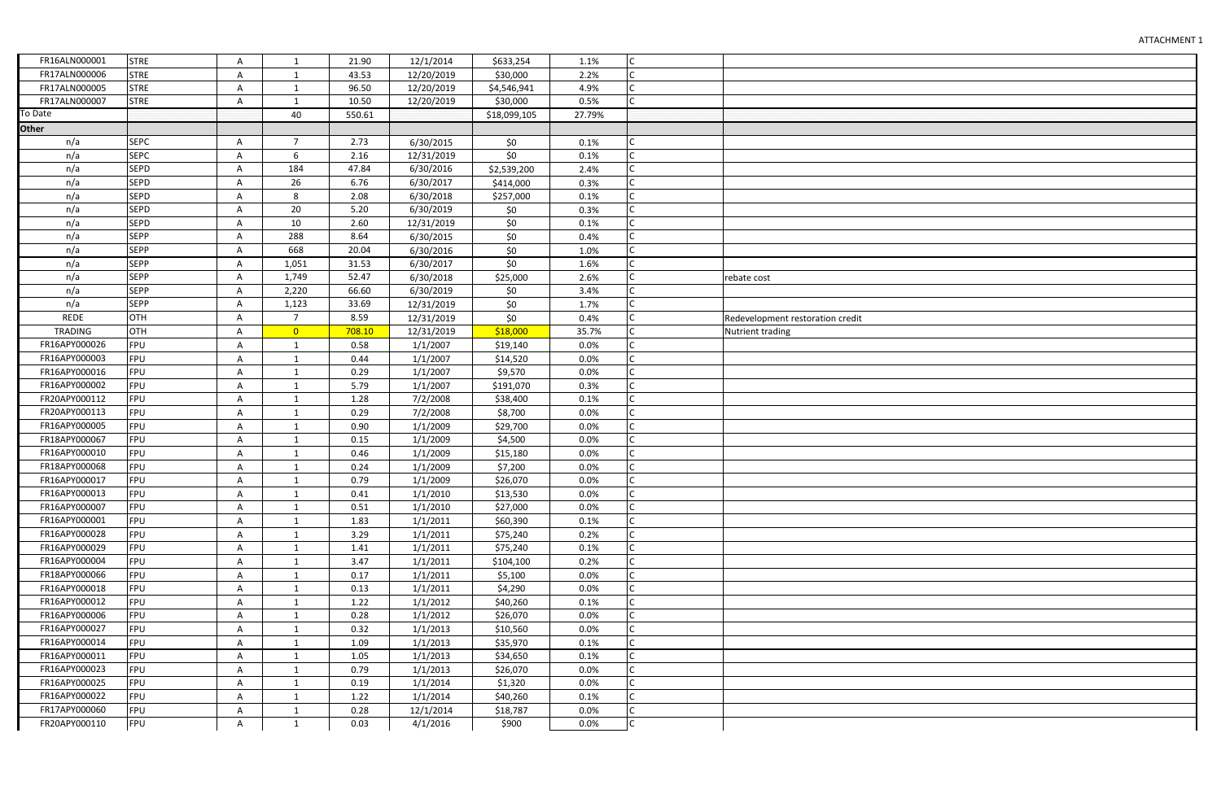ATTACHMENT 1

| | | | | | | | | | |
|---|---|---|---|---|---|---|---|---|---|
| FR16ALN000001 | STRE | A | 1 | 21.90 | 12/1/2014 | $633,254 | 1.1% | C | |
| FR17ALN000006 | STRE | A | 1 | 43.53 | 12/20/2019 | $30,000 | 2.2% | C | |
| FR17ALN000005 | STRE | A | 1 | 96.50 | 12/20/2019 | $4,546,941 | 4.9% | C | |
| FR17ALN000007 | STRE | A | 1 | 10.50 | 12/20/2019 | $30,000 | 0.5% | C | |
| To Date | | | 40 | 550.61 | | $18,099,105 | 27.79% | | |
| **Other** | | | | | | | | | |
| n/a | SEPC | A | 7 | 2.73 | 6/30/2015 | $0 | 0.1% | C | |
| n/a | SEPC | A | 6 | 2.16 | 12/31/2019 | $0 | 0.1% | C | |
| n/a | SEPD | A | 184 | 47.84 | 6/30/2016 | $2,539,200 | 2.4% | C | |
| n/a | SEPD | A | 26 | 6.76 | 6/30/2017 | $414,000 | 0.3% | C | |
| n/a | SEPD | A | 8 | 2.08 | 6/30/2018 | $257,000 | 0.1% | C | |
| n/a | SEPD | A | 20 | 5.20 | 6/30/2019 | $0 | 0.3% | C | |
| n/a | SEPD | A | 10 | 2.60 | 12/31/2019 | $0 | 0.1% | C | |
| n/a | SEPP | A | 288 | 8.64 | 6/30/2015 | $0 | 0.4% | C | |
| n/a | SEPP | A | 668 | 20.04 | 6/30/2016 | $0 | 1.0% | C | |
| n/a | SEPP | A | 1,051 | 31.53 | 6/30/2017 | $0 | 1.6% | C | |
| n/a | SEPP | A | 1,749 | 52.47 | 6/30/2018 | $25,000 | 2.6% | C | rebate cost |
| n/a | SEPP | A | 2,220 | 66.60 | 6/30/2019 | $0 | 3.4% | C | |
| n/a | SEPP | A | 1,123 | 33.69 | 12/31/2019 | $0 | 1.7% | C | |
| REDE | OTH | A | 7 | 8.59 | 12/31/2019 | $0 | 0.4% | C | Redevelopment restoration credit |
| TRADING | OTH | A | 0 | 708.10 | 12/31/2019 | $18,000 | 35.7% | C | Nutrient trading |
| FR16APY000026 | FPU | A | 1 | 0.58 | 1/1/2007 | $19,140 | 0.0% | C | |
| FR16APY000003 | FPU | A | 1 | 0.44 | 1/1/2007 | $14,520 | 0.0% | C | |
| FR16APY000016 | FPU | A | 1 | 0.29 | 1/1/2007 | $9,570 | 0.0% | C | |
| FR16APY000002 | FPU | A | 1 | 5.79 | 1/1/2007 | $191,070 | 0.3% | C | |
| FR20APY000112 | FPU | A | 1 | 1.28 | 7/2/2008 | $38,400 | 0.1% | C | |
| FR20APY000113 | FPU | A | 1 | 0.29 | 7/2/2008 | $8,700 | 0.0% | C | |
| FR16APY000005 | FPU | A | 1 | 0.90 | 1/1/2009 | $29,700 | 0.0% | C | |
| FR18APY000067 | FPU | A | 1 | 0.15 | 1/1/2009 | $4,500 | 0.0% | C | |
| FR16APY000010 | FPU | A | 1 | 0.46 | 1/1/2009 | $15,180 | 0.0% | C | |
| FR18APY000068 | FPU | A | 1 | 0.24 | 1/1/2009 | $7,200 | 0.0% | C | |
| FR16APY000017 | FPU | A | 1 | 0.79 | 1/1/2009 | $26,070 | 0.0% | C | |
| FR16APY000013 | FPU | A | 1 | 0.41 | 1/1/2010 | $13,530 | 0.0% | C | |
| FR16APY000007 | FPU | A | 1 | 0.51 | 1/1/2010 | $27,000 | 0.0% | C | |
| FR16APY000001 | FPU | A | 1 | 1.83 | 1/1/2011 | $60,390 | 0.1% | C | |
| FR16APY000028 | FPU | A | 1 | 3.29 | 1/1/2011 | $75,240 | 0.2% | C | |
| FR16APY000029 | FPU | A | 1 | 1.41 | 1/1/2011 | $75,240 | 0.1% | C | |
| FR16APY000004 | FPU | A | 1 | 3.47 | 1/1/2011 | $104,100 | 0.2% | C | |
| FR18APY000066 | FPU | A | 1 | 0.17 | 1/1/2011 | $5,100 | 0.0% | C | |
| FR16APY000018 | FPU | A | 1 | 0.13 | 1/1/2011 | $4,290 | 0.0% | C | |
| FR16APY000012 | FPU | A | 1 | 1.22 | 1/1/2012 | $40,260 | 0.1% | C | |
| FR16APY000006 | FPU | A | 1 | 0.28 | 1/1/2012 | $26,070 | 0.0% | C | |
| FR16APY000027 | FPU | A | 1 | 0.32 | 1/1/2013 | $10,560 | 0.0% | C | |
| FR16APY000014 | FPU | A | 1 | 1.09 | 1/1/2013 | $35,970 | 0.1% | C | |
| FR16APY000011 | FPU | A | 1 | 1.05 | 1/1/2013 | $34,650 | 0.1% | C | |
| FR16APY000023 | FPU | A | 1 | 0.79 | 1/1/2013 | $26,070 | 0.0% | C | |
| FR16APY000025 | FPU | A | 1 | 0.19 | 1/1/2014 | $1,320 | 0.0% | C | |
| FR16APY000022 | FPU | A | 1 | 1.22 | 1/1/2014 | $40,260 | 0.1% | C | |
| FR17APY000060 | FPU | A | 1 | 0.28 | 12/1/2014 | $18,787 | 0.0% | C | |
| FR20APY000110 | FPU | A | 1 | 0.03 | 4/1/2016 | $900 | 0.0% | C | |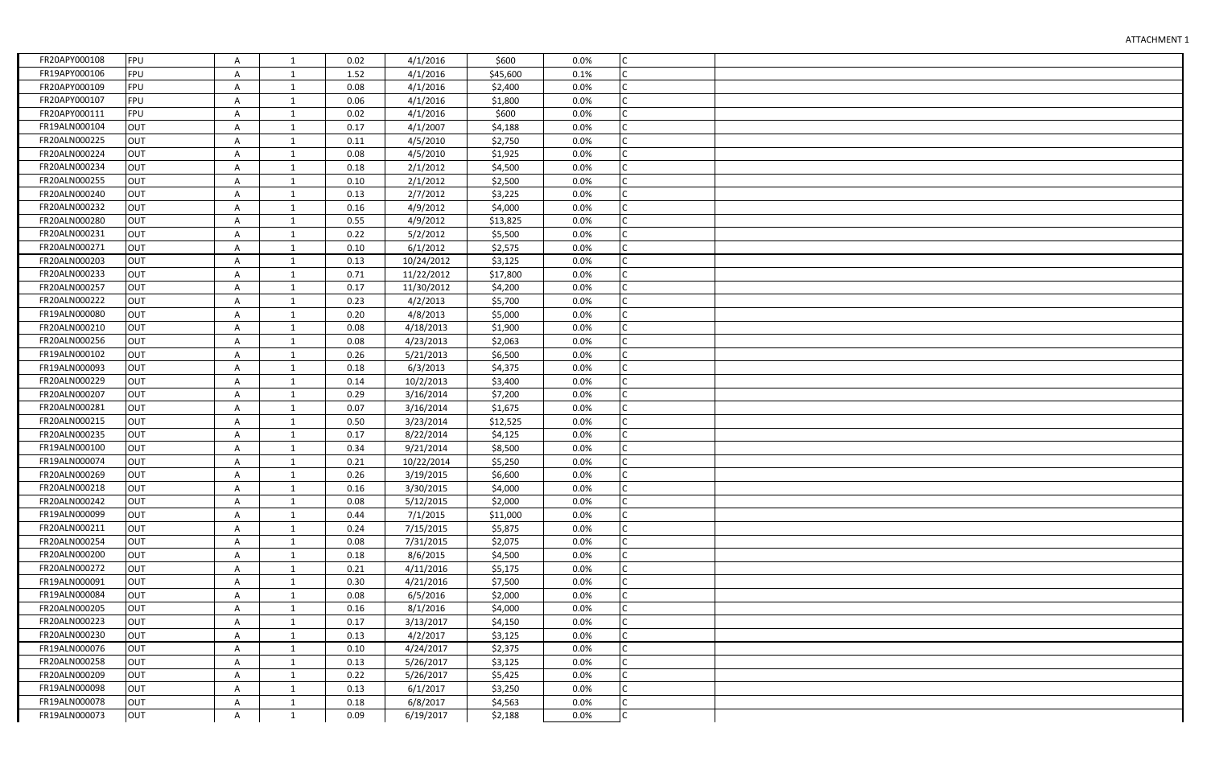| | | | | | | | | | |
|---|---|---|---|---|---|---|---|---|---|
| FR20APY000108 | FPU | A | 1 | 0.02 | 4/1/2016 | $600 | 0.0% | C | |
| FR19APY000106 | FPU | A | 1 | 1.52 | 4/1/2016 | $45,600 | 0.1% | C | |
| FR20APY000109 | FPU | A | 1 | 0.08 | 4/1/2016 | $2,400 | 0.0% | C | |
| FR20APY000107 | FPU | A | 1 | 0.06 | 4/1/2016 | $1,800 | 0.0% | C | |
| FR20APY000111 | FPU | A | 1 | 0.02 | 4/1/2016 | $600 | 0.0% | C | |
| FR19ALN000104 | OUT | A | 1 | 0.17 | 4/1/2007 | $4,188 | 0.0% | C | |
| FR20ALN000225 | OUT | A | 1 | 0.11 | 4/5/2010 | $2,750 | 0.0% | C | |
| FR20ALN000224 | OUT | A | 1 | 0.08 | 4/5/2010 | $1,925 | 0.0% | C | |
| FR20ALN000234 | OUT | A | 1 | 0.18 | 2/1/2012 | $4,500 | 0.0% | C | |
| FR20ALN000255 | OUT | A | 1 | 0.10 | 2/1/2012 | $2,500 | 0.0% | C | |
| FR20ALN000240 | OUT | A | 1 | 0.13 | 2/7/2012 | $3,225 | 0.0% | C | |
| FR20ALN000232 | OUT | A | 1 | 0.16 | 4/9/2012 | $4,000 | 0.0% | C | |
| FR20ALN000280 | OUT | A | 1 | 0.55 | 4/9/2012 | $13,825 | 0.0% | C | |
| FR20ALN000231 | OUT | A | 1 | 0.22 | 5/2/2012 | $5,500 | 0.0% | C | |
| FR20ALN000271 | OUT | A | 1 | 0.10 | 6/1/2012 | $2,575 | 0.0% | C | |
| FR20ALN000203 | OUT | A | 1 | 0.13 | 10/24/2012 | $3,125 | 0.0% | C | |
| FR20ALN000233 | OUT | A | 1 | 0.71 | 11/22/2012 | $17,800 | 0.0% | C | |
| FR20ALN000257 | OUT | A | 1 | 0.17 | 11/30/2012 | $4,200 | 0.0% | C | |
| FR20ALN000222 | OUT | A | 1 | 0.23 | 4/2/2013 | $5,700 | 0.0% | C | |
| FR19ALN000080 | OUT | A | 1 | 0.20 | 4/8/2013 | $5,000 | 0.0% | C | |
| FR20ALN000210 | OUT | A | 1 | 0.08 | 4/18/2013 | $1,900 | 0.0% | C | |
| FR20ALN000256 | OUT | A | 1 | 0.08 | 4/23/2013 | $2,063 | 0.0% | C | |
| FR19ALN000102 | OUT | A | 1 | 0.26 | 5/21/2013 | $6,500 | 0.0% | C | |
| FR19ALN000093 | OUT | A | 1 | 0.18 | 6/3/2013 | $4,375 | 0.0% | C | |
| FR20ALN000229 | OUT | A | 1 | 0.14 | 10/2/2013 | $3,400 | 0.0% | C | |
| FR20ALN000207 | OUT | A | 1 | 0.29 | 3/16/2014 | $7,200 | 0.0% | C | |
| FR20ALN000281 | OUT | A | 1 | 0.07 | 3/16/2014 | $1,675 | 0.0% | C | |
| FR20ALN000215 | OUT | A | 1 | 0.50 | 3/23/2014 | $12,525 | 0.0% | C | |
| FR20ALN000235 | OUT | A | 1 | 0.17 | 8/22/2014 | $4,125 | 0.0% | C | |
| FR19ALN000100 | OUT | A | 1 | 0.34 | 9/21/2014 | $8,500 | 0.0% | C | |
| FR19ALN000074 | OUT | A | 1 | 0.21 | 10/22/2014 | $5,250 | 0.0% | C | |
| FR20ALN000269 | OUT | A | 1 | 0.26 | 3/19/2015 | $6,600 | 0.0% | C | |
| FR20ALN000218 | OUT | A | 1 | 0.16 | 3/30/2015 | $4,000 | 0.0% | C | |
| FR20ALN000242 | OUT | A | 1 | 0.08 | 5/12/2015 | $2,000 | 0.0% | C | |
| FR19ALN000099 | OUT | A | 1 | 0.44 | 7/1/2015 | $11,000 | 0.0% | C | |
| FR20ALN000211 | OUT | A | 1 | 0.24 | 7/15/2015 | $5,875 | 0.0% | C | |
| FR20ALN000254 | OUT | A | 1 | 0.08 | 7/31/2015 | $2,075 | 0.0% | C | |
| FR20ALN000200 | OUT | A | 1 | 0.18 | 8/6/2015 | $4,500 | 0.0% | C | |
| FR20ALN000272 | OUT | A | 1 | 0.21 | 4/11/2016 | $5,175 | 0.0% | C | |
| FR19ALN000091 | OUT | A | 1 | 0.30 | 4/21/2016 | $7,500 | 0.0% | C | |
| FR19ALN000084 | OUT | A | 1 | 0.08 | 6/5/2016 | $2,000 | 0.0% | C | |
| FR20ALN000205 | OUT | A | 1 | 0.16 | 8/1/2016 | $4,000 | 0.0% | C | |
| FR20ALN000223 | OUT | A | 1 | 0.17 | 3/13/2017 | $4,150 | 0.0% | C | |
| FR20ALN000230 | OUT | A | 1 | 0.13 | 4/2/2017 | $3,125 | 0.0% | C | |
| FR19ALN000076 | OUT | A | 1 | 0.10 | 4/24/2017 | $2,375 | 0.0% | C | |
| FR20ALN000258 | OUT | A | 1 | 0.13 | 5/26/2017 | $3,125 | 0.0% | C | |
| FR20ALN000209 | OUT | A | 1 | 0.22 | 5/26/2017 | $5,425 | 0.0% | C | |
| FR19ALN000098 | OUT | A | 1 | 0.13 | 6/1/2017 | $3,250 | 0.0% | C | |
| FR19ALN000078 | OUT | A | 1 | 0.18 | 6/8/2017 | $4,563 | 0.0% | C | |
| FR19ALN000073 | OUT | A | 1 | 0.09 | 6/19/2017 | $2,188 | 0.0% | C | |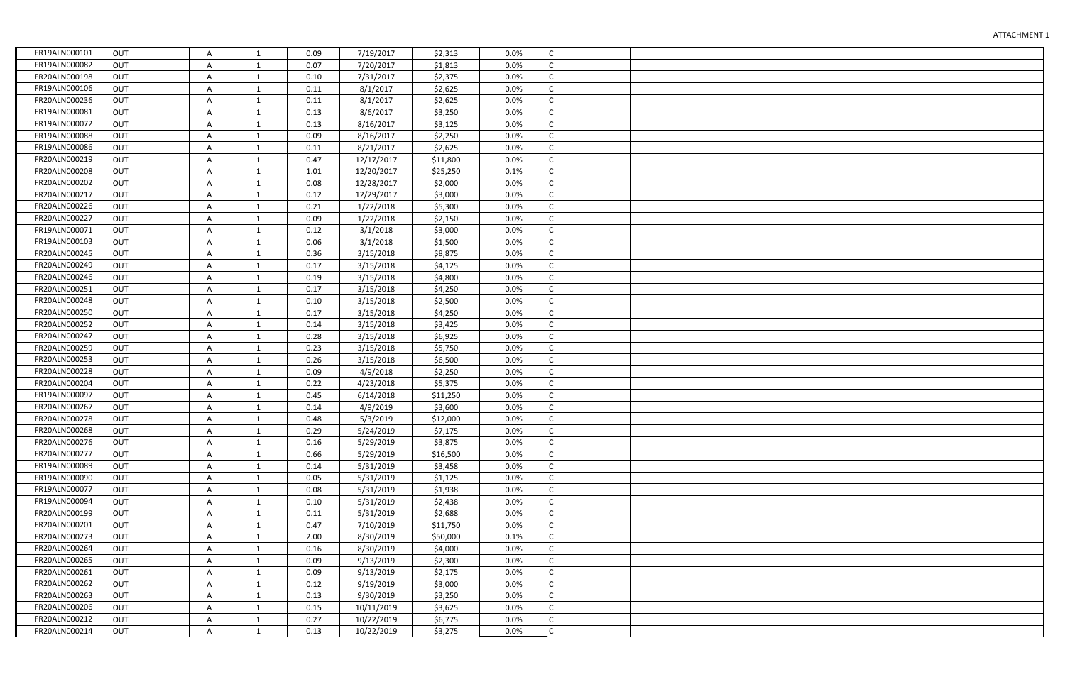ATTACHMENT 1

| | | | | | | | | | |
|---|---|---|---|---|---|---|---|---|---|
| FR19ALN000101 | OUT | A | 1 | 0.09 | 7/19/2017 | $2,313 | 0.0% | C | |
| FR19ALN000082 | OUT | A | 1 | 0.07 | 7/20/2017 | $1,813 | 0.0% | C | |
| FR20ALN000198 | OUT | A | 1 | 0.10 | 7/31/2017 | $2,375 | 0.0% | C | |
| FR19ALN000106 | OUT | A | 1 | 0.11 | 8/1/2017 | $2,625 | 0.0% | C | |
| FR20ALN000236 | OUT | A | 1 | 0.11 | 8/1/2017 | $2,625 | 0.0% | C | |
| FR19ALN000081 | OUT | A | 1 | 0.13 | 8/6/2017 | $3,250 | 0.0% | C | |
| FR19ALN000072 | OUT | A | 1 | 0.13 | 8/16/2017 | $3,125 | 0.0% | C | |
| FR19ALN000088 | OUT | A | 1 | 0.09 | 8/16/2017 | $2,250 | 0.0% | C | |
| FR19ALN000086 | OUT | A | 1 | 0.11 | 8/21/2017 | $2,625 | 0.0% | C | |
| FR20ALN000219 | OUT | A | 1 | 0.47 | 12/17/2017 | $11,800 | 0.0% | C | |
| FR20ALN000208 | OUT | A | 1 | 1.01 | 12/20/2017 | $25,250 | 0.1% | C | |
| FR20ALN000202 | OUT | A | 1 | 0.08 | 12/28/2017 | $2,000 | 0.0% | C | |
| FR20ALN000217 | OUT | A | 1 | 0.12 | 12/29/2017 | $3,000 | 0.0% | C | |
| FR20ALN000226 | OUT | A | 1 | 0.21 | 1/22/2018 | $5,300 | 0.0% | C | |
| FR20ALN000227 | OUT | A | 1 | 0.09 | 1/22/2018 | $2,150 | 0.0% | C | |
| FR19ALN000071 | OUT | A | 1 | 0.12 | 3/1/2018 | $3,000 | 0.0% | C | |
| FR19ALN000103 | OUT | A | 1 | 0.06 | 3/1/2018 | $1,500 | 0.0% | C | |
| FR20ALN000245 | OUT | A | 1 | 0.36 | 3/15/2018 | $8,875 | 0.0% | C | |
| FR20ALN000249 | OUT | A | 1 | 0.17 | 3/15/2018 | $4,125 | 0.0% | C | |
| FR20ALN000246 | OUT | A | 1 | 0.19 | 3/15/2018 | $4,800 | 0.0% | C | |
| FR20ALN000251 | OUT | A | 1 | 0.17 | 3/15/2018 | $4,250 | 0.0% | C | |
| FR20ALN000248 | OUT | A | 1 | 0.10 | 3/15/2018 | $2,500 | 0.0% | C | |
| FR20ALN000250 | OUT | A | 1 | 0.17 | 3/15/2018 | $4,250 | 0.0% | C | |
| FR20ALN000252 | OUT | A | 1 | 0.14 | 3/15/2018 | $3,425 | 0.0% | C | |
| FR20ALN000247 | OUT | A | 1 | 0.28 | 3/15/2018 | $6,925 | 0.0% | C | |
| FR20ALN000259 | OUT | A | 1 | 0.23 | 3/15/2018 | $5,750 | 0.0% | C | |
| FR20ALN000253 | OUT | A | 1 | 0.26 | 3/15/2018 | $6,500 | 0.0% | C | |
| FR20ALN000228 | OUT | A | 1 | 0.09 | 4/9/2018 | $2,250 | 0.0% | C | |
| FR20ALN000204 | OUT | A | 1 | 0.22 | 4/23/2018 | $5,375 | 0.0% | C | |
| FR19ALN000097 | OUT | A | 1 | 0.45 | 6/14/2018 | $11,250 | 0.0% | C | |
| FR20ALN000267 | OUT | A | 1 | 0.14 | 4/9/2019 | $3,600 | 0.0% | C | |
| FR20ALN000278 | OUT | A | 1 | 0.48 | 5/3/2019 | $12,000 | 0.0% | C | |
| FR20ALN000268 | OUT | A | 1 | 0.29 | 5/24/2019 | $7,175 | 0.0% | C | |
| FR20ALN000276 | OUT | A | 1 | 0.16 | 5/29/2019 | $3,875 | 0.0% | C | |
| FR20ALN000277 | OUT | A | 1 | 0.66 | 5/29/2019 | $16,500 | 0.0% | C | |
| FR19ALN000089 | OUT | A | 1 | 0.14 | 5/31/2019 | $3,458 | 0.0% | C | |
| FR19ALN000090 | OUT | A | 1 | 0.05 | 5/31/2019 | $1,125 | 0.0% | C | |
| FR19ALN000077 | OUT | A | 1 | 0.08 | 5/31/2019 | $1,938 | 0.0% | C | |
| FR19ALN000094 | OUT | A | 1 | 0.10 | 5/31/2019 | $2,438 | 0.0% | C | |
| FR20ALN000199 | OUT | A | 1 | 0.11 | 5/31/2019 | $2,688 | 0.0% | C | |
| FR20ALN000201 | OUT | A | 1 | 0.47 | 7/10/2019 | $11,750 | 0.0% | C | |
| FR20ALN000273 | OUT | A | 1 | 2.00 | 8/30/2019 | $50,000 | 0.1% | C | |
| FR20ALN000264 | OUT | A | 1 | 0.16 | 8/30/2019 | $4,000 | 0.0% | C | |
| FR20ALN000265 | OUT | A | 1 | 0.09 | 9/13/2019 | $2,300 | 0.0% | C | |
| FR20ALN000261 | OUT | A | 1 | 0.09 | 9/13/2019 | $2,175 | 0.0% | C | |
| FR20ALN000262 | OUT | A | 1 | 0.12 | 9/19/2019 | $3,000 | 0.0% | C | |
| FR20ALN000263 | OUT | A | 1 | 0.13 | 9/30/2019 | $3,250 | 0.0% | C | |
| FR20ALN000206 | OUT | A | 1 | 0.15 | 10/11/2019 | $3,625 | 0.0% | C | |
| FR20ALN000212 | OUT | A | 1 | 0.27 | 10/22/2019 | $6,775 | 0.0% | C | |
| FR20ALN000214 | OUT | A | 1 | 0.13 | 10/22/2019 | $3,275 | 0.0% | C | |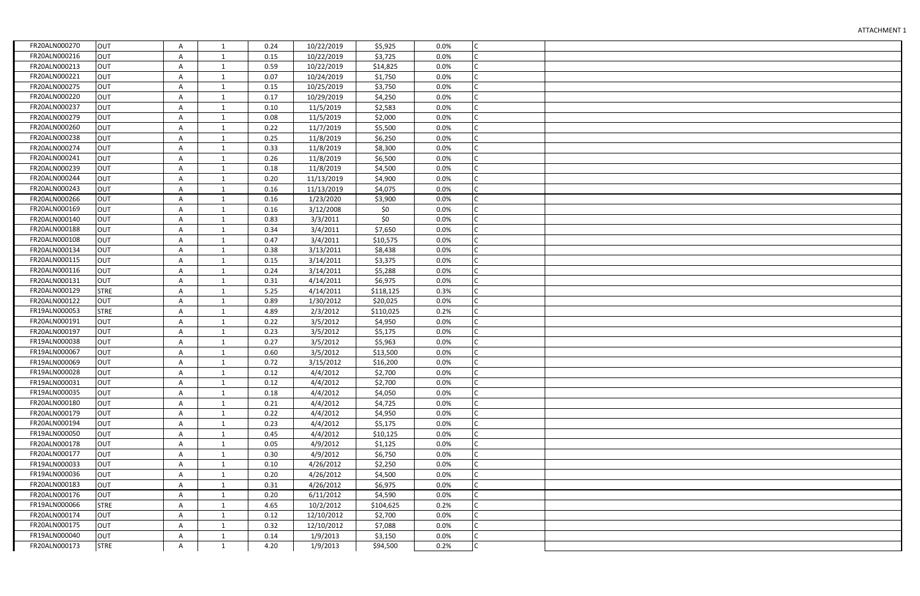| | | | | | | | | | |
|---|---|---|---|---|---|---|---|---|---|
| FR20ALN000270 | OUT | A | 1 | 0.24 | 10/22/2019 | $5,925 | 0.0% | C | |
| FR20ALN000216 | OUT | A | 1 | 0.15 | 10/22/2019 | $3,725 | 0.0% | C | |
| FR20ALN000213 | OUT | A | 1 | 0.59 | 10/22/2019 | $14,825 | 0.0% | C | |
| FR20ALN000221 | OUT | A | 1 | 0.07 | 10/24/2019 | $1,750 | 0.0% | C | |
| FR20ALN000275 | OUT | A | 1 | 0.15 | 10/25/2019 | $3,750 | 0.0% | C | |
| FR20ALN000220 | OUT | A | 1 | 0.17 | 10/29/2019 | $4,250 | 0.0% | C | |
| FR20ALN000237 | OUT | A | 1 | 0.10 | 11/5/2019 | $2,583 | 0.0% | C | |
| FR20ALN000279 | OUT | A | 1 | 0.08 | 11/5/2019 | $2,000 | 0.0% | C | |
| FR20ALN000260 | OUT | A | 1 | 0.22 | 11/7/2019 | $5,500 | 0.0% | C | |
| FR20ALN000238 | OUT | A | 1 | 0.25 | 11/8/2019 | $6,250 | 0.0% | C | |
| FR20ALN000274 | OUT | A | 1 | 0.33 | 11/8/2019 | $8,300 | 0.0% | C | |
| FR20ALN000241 | OUT | A | 1 | 0.26 | 11/8/2019 | $6,500 | 0.0% | C | |
| FR20ALN000239 | OUT | A | 1 | 0.18 | 11/8/2019 | $4,500 | 0.0% | C | |
| FR20ALN000244 | OUT | A | 1 | 0.20 | 11/13/2019 | $4,900 | 0.0% | C | |
| FR20ALN000243 | OUT | A | 1 | 0.16 | 11/13/2019 | $4,075 | 0.0% | C | |
| FR20ALN000266 | OUT | A | 1 | 0.16 | 1/23/2020 | $3,900 | 0.0% | C | |
| FR20ALN000169 | OUT | A | 1 | 0.16 | 3/12/2008 | $0 | 0.0% | C | |
| FR20ALN000140 | OUT | A | 1 | 0.83 | 3/3/2011 | $0 | 0.0% | C | |
| FR20ALN000188 | OUT | A | 1 | 0.34 | 3/4/2011 | $7,650 | 0.0% | C | |
| FR20ALN000108 | OUT | A | 1 | 0.47 | 3/4/2011 | $10,575 | 0.0% | C | |
| FR20ALN000134 | OUT | A | 1 | 0.38 | 3/13/2011 | $8,438 | 0.0% | C | |
| FR20ALN000115 | OUT | A | 1 | 0.15 | 3/14/2011 | $3,375 | 0.0% | C | |
| FR20ALN000116 | OUT | A | 1 | 0.24 | 3/14/2011 | $5,288 | 0.0% | C | |
| FR20ALN000131 | OUT | A | 1 | 0.31 | 4/14/2011 | $6,975 | 0.0% | C | |
| FR20ALN000129 | STRE | A | 1 | 5.25 | 4/14/2011 | $118,125 | 0.3% | C | |
| FR20ALN000122 | OUT | A | 1 | 0.89 | 1/30/2012 | $20,025 | 0.0% | C | |
| FR19ALN000053 | STRE | A | 1 | 4.89 | 2/3/2012 | $110,025 | 0.2% | C | |
| FR20ALN000191 | OUT | A | 1 | 0.22 | 3/5/2012 | $4,950 | 0.0% | C | |
| FR20ALN000197 | OUT | A | 1 | 0.23 | 3/5/2012 | $5,175 | 0.0% | C | |
| FR19ALN000038 | OUT | A | 1 | 0.27 | 3/5/2012 | $5,963 | 0.0% | C | |
| FR19ALN000067 | OUT | A | 1 | 0.60 | 3/5/2012 | $13,500 | 0.0% | C | |
| FR19ALN000069 | OUT | A | 1 | 0.72 | 3/15/2012 | $16,200 | 0.0% | C | |
| FR19ALN000028 | OUT | A | 1 | 0.12 | 4/4/2012 | $2,700 | 0.0% | C | |
| FR19ALN000031 | OUT | A | 1 | 0.12 | 4/4/2012 | $2,700 | 0.0% | C | |
| FR19ALN000035 | OUT | A | 1 | 0.18 | 4/4/2012 | $4,050 | 0.0% | C | |
| FR20ALN000180 | OUT | A | 1 | 0.21 | 4/4/2012 | $4,725 | 0.0% | C | |
| FR20ALN000179 | OUT | A | 1 | 0.22 | 4/4/2012 | $4,950 | 0.0% | C | |
| FR20ALN000194 | OUT | A | 1 | 0.23 | 4/4/2012 | $5,175 | 0.0% | C | |
| FR19ALN000050 | OUT | A | 1 | 0.45 | 4/4/2012 | $10,125 | 0.0% | C | |
| FR20ALN000178 | OUT | A | 1 | 0.05 | 4/9/2012 | $1,125 | 0.0% | C | |
| FR20ALN000177 | OUT | A | 1 | 0.30 | 4/9/2012 | $6,750 | 0.0% | C | |
| FR19ALN000033 | OUT | A | 1 | 0.10 | 4/26/2012 | $2,250 | 0.0% | C | |
| FR19ALN000036 | OUT | A | 1 | 0.20 | 4/26/2012 | $4,500 | 0.0% | C | |
| FR20ALN000183 | OUT | A | 1 | 0.31 | 4/26/2012 | $6,975 | 0.0% | C | |
| FR20ALN000176 | OUT | A | 1 | 0.20 | 6/11/2012 | $4,590 | 0.0% | C | |
| FR19ALN000066 | STRE | A | 1 | 4.65 | 10/2/2012 | $104,625 | 0.2% | C | |
| FR20ALN000174 | OUT | A | 1 | 0.12 | 12/10/2012 | $2,700 | 0.0% | C | |
| FR20ALN000175 | OUT | A | 1 | 0.32 | 12/10/2012 | $7,088 | 0.0% | C | |
| FR19ALN000040 | OUT | A | 1 | 0.14 | 1/9/2013 | $3,150 | 0.0% | C | |
| FR20ALN000173 | STRE | A | 1 | 4.20 | 1/9/2013 | $94,500 | 0.2% | C | |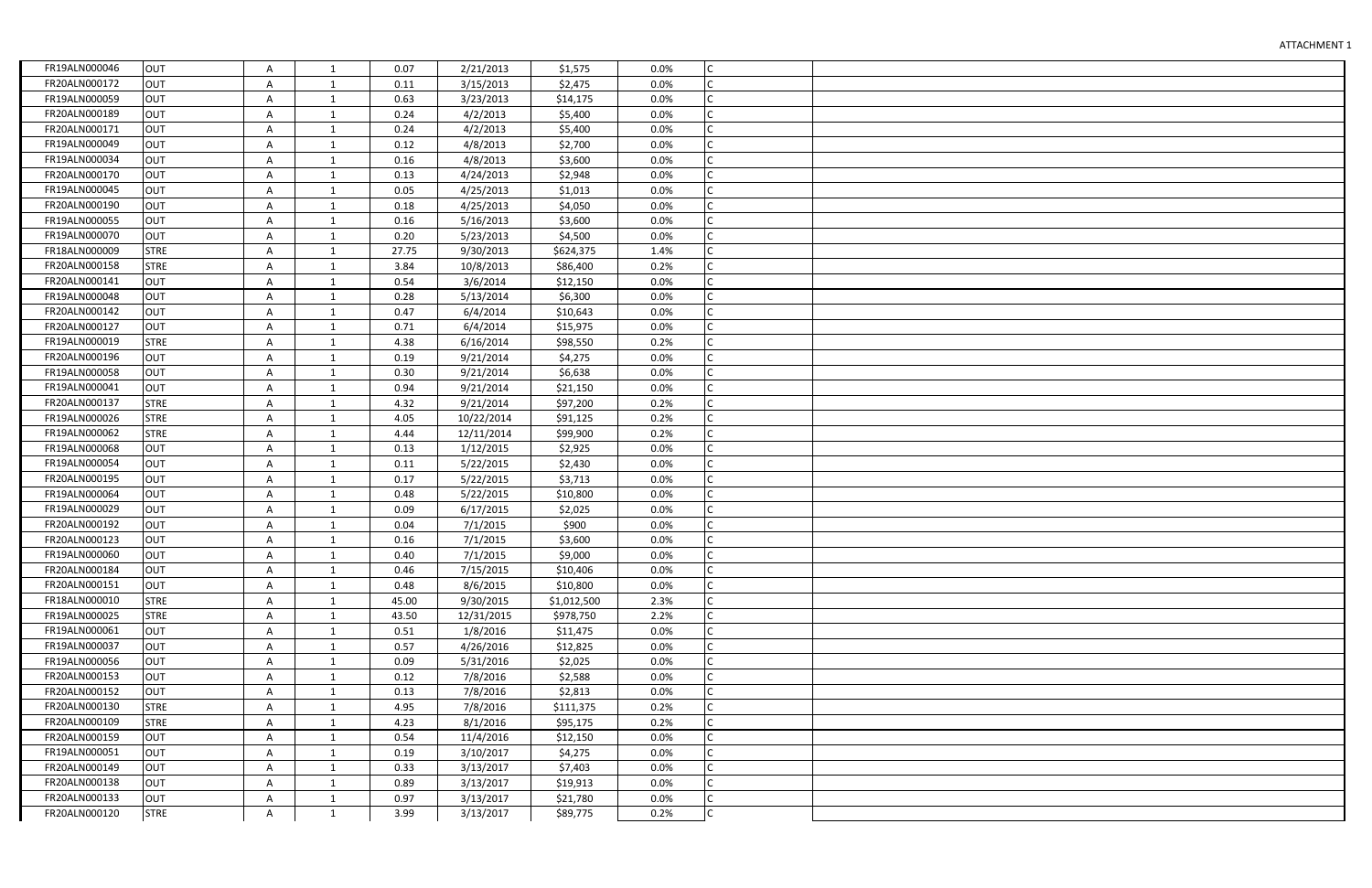ATTACHMENT 1

| | | | | | | | | | |
|---|---|---|---|---|---|---|---|---|---|
| FR19ALN000046 | OUT | A | 1 | 0.07 | 2/21/2013 | $1,575 | 0.0% | C | |
| FR20ALN000172 | OUT | A | 1 | 0.11 | 3/15/2013 | $2,475 | 0.0% | C | |
| FR19ALN000059 | OUT | A | 1 | 0.63 | 3/23/2013 | $14,175 | 0.0% | C | |
| FR20ALN000189 | OUT | A | 1 | 0.24 | 4/2/2013 | $5,400 | 0.0% | C | |
| FR20ALN000171 | OUT | A | 1 | 0.24 | 4/2/2013 | $5,400 | 0.0% | C | |
| FR19ALN000049 | OUT | A | 1 | 0.12 | 4/8/2013 | $2,700 | 0.0% | C | |
| FR19ALN000034 | OUT | A | 1 | 0.16 | 4/8/2013 | $3,600 | 0.0% | C | |
| FR20ALN000170 | OUT | A | 1 | 0.13 | 4/24/2013 | $2,948 | 0.0% | C | |
| FR19ALN000045 | OUT | A | 1 | 0.05 | 4/25/2013 | $1,013 | 0.0% | C | |
| FR20ALN000190 | OUT | A | 1 | 0.18 | 4/25/2013 | $4,050 | 0.0% | C | |
| FR19ALN000055 | OUT | A | 1 | 0.16 | 5/16/2013 | $3,600 | 0.0% | C | |
| FR19ALN000070 | OUT | A | 1 | 0.20 | 5/23/2013 | $4,500 | 0.0% | C | |
| FR18ALN000009 | STRE | A | 1 | 27.75 | 9/30/2013 | $624,375 | 1.4% | C | |
| FR20ALN000158 | STRE | A | 1 | 3.84 | 10/8/2013 | $86,400 | 0.2% | C | |
| FR20ALN000141 | OUT | A | 1 | 0.54 | 3/6/2014 | $12,150 | 0.0% | C | |
| FR19ALN000048 | OUT | A | 1 | 0.28 | 5/13/2014 | $6,300 | 0.0% | C | |
| FR20ALN000142 | OUT | A | 1 | 0.47 | 6/4/2014 | $10,643 | 0.0% | C | |
| FR20ALN000127 | OUT | A | 1 | 0.71 | 6/4/2014 | $15,975 | 0.0% | C | |
| FR19ALN000019 | STRE | A | 1 | 4.38 | 6/16/2014 | $98,550 | 0.2% | C | |
| FR20ALN000196 | OUT | A | 1 | 0.19 | 9/21/2014 | $4,275 | 0.0% | C | |
| FR19ALN000058 | OUT | A | 1 | 0.30 | 9/21/2014 | $6,638 | 0.0% | C | |
| FR19ALN000041 | OUT | A | 1 | 0.94 | 9/21/2014 | $21,150 | 0.0% | C | |
| FR20ALN000137 | STRE | A | 1 | 4.32 | 9/21/2014 | $97,200 | 0.2% | C | |
| FR19ALN000026 | STRE | A | 1 | 4.05 | 10/22/2014 | $91,125 | 0.2% | C | |
| FR19ALN000062 | STRE | A | 1 | 4.44 | 12/11/2014 | $99,900 | 0.2% | C | |
| FR19ALN000068 | OUT | A | 1 | 0.13 | 1/12/2015 | $2,925 | 0.0% | C | |
| FR19ALN000054 | OUT | A | 1 | 0.11 | 5/22/2015 | $2,430 | 0.0% | C | |
| FR20ALN000195 | OUT | A | 1 | 0.17 | 5/22/2015 | $3,713 | 0.0% | C | |
| FR19ALN000064 | OUT | A | 1 | 0.48 | 5/22/2015 | $10,800 | 0.0% | C | |
| FR19ALN000029 | OUT | A | 1 | 0.09 | 6/17/2015 | $2,025 | 0.0% | C | |
| FR20ALN000192 | OUT | A | 1 | 0.04 | 7/1/2015 | $900 | 0.0% | C | |
| FR20ALN000123 | OUT | A | 1 | 0.16 | 7/1/2015 | $3,600 | 0.0% | C | |
| FR19ALN000060 | OUT | A | 1 | 0.40 | 7/1/2015 | $9,000 | 0.0% | C | |
| FR20ALN000184 | OUT | A | 1 | 0.46 | 7/15/2015 | $10,406 | 0.0% | C | |
| FR20ALN000151 | OUT | A | 1 | 0.48 | 8/6/2015 | $10,800 | 0.0% | C | |
| FR18ALN000010 | STRE | A | 1 | 45.00 | 9/30/2015 | $1,012,500 | 2.3% | C | |
| FR19ALN000025 | STRE | A | 1 | 43.50 | 12/31/2015 | $978,750 | 2.2% | C | |
| FR19ALN000061 | OUT | A | 1 | 0.51 | 1/8/2016 | $11,475 | 0.0% | C | |
| FR19ALN000037 | OUT | A | 1 | 0.57 | 4/26/2016 | $12,825 | 0.0% | C | |
| FR19ALN000056 | OUT | A | 1 | 0.09 | 5/31/2016 | $2,025 | 0.0% | C | |
| FR20ALN000153 | OUT | A | 1 | 0.12 | 7/8/2016 | $2,588 | 0.0% | C | |
| FR20ALN000152 | OUT | A | 1 | 0.13 | 7/8/2016 | $2,813 | 0.0% | C | |
| FR20ALN000130 | STRE | A | 1 | 4.95 | 7/8/2016 | $111,375 | 0.2% | C | |
| FR20ALN000109 | STRE | A | 1 | 4.23 | 8/1/2016 | $95,175 | 0.2% | C | |
| FR20ALN000159 | OUT | A | 1 | 0.54 | 11/4/2016 | $12,150 | 0.0% | C | |
| FR19ALN000051 | OUT | A | 1 | 0.19 | 3/10/2017 | $4,275 | 0.0% | C | |
| FR20ALN000149 | OUT | A | 1 | 0.33 | 3/13/2017 | $7,403 | 0.0% | C | |
| FR20ALN000138 | OUT | A | 1 | 0.89 | 3/13/2017 | $19,913 | 0.0% | C | |
| FR20ALN000133 | OUT | A | 1 | 0.97 | 3/13/2017 | $21,780 | 0.0% | C | |
| FR20ALN000120 | STRE | A | 1 | 3.99 | 3/13/2017 | $89,775 | 0.2% | C | |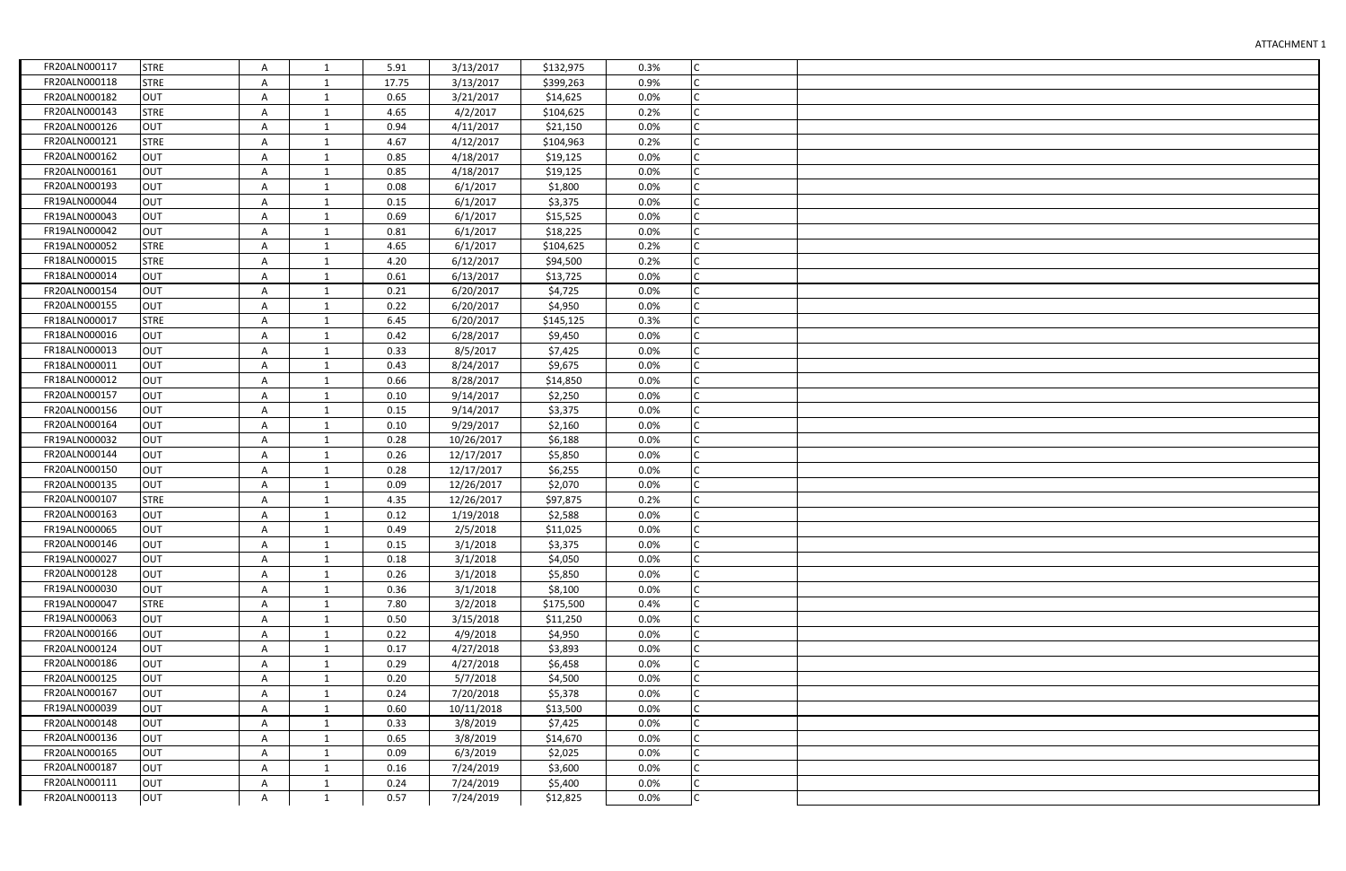ATTACHMENT 1

| | | | | | | | | | |
|---|---|---|---|---|---|---|---|---|---|
| FR20ALN000117 | STRE | A | 1 | 5.91 | 3/13/2017 | $132,975 | 0.3% | C | |
| FR20ALN000118 | STRE | A | 1 | 17.75 | 3/13/2017 | $399,263 | 0.9% | C | |
| FR20ALN000182 | OUT | A | 1 | 0.65 | 3/21/2017 | $14,625 | 0.0% | C | |
| FR20ALN000143 | STRE | A | 1 | 4.65 | 4/2/2017 | $104,625 | 0.2% | C | |
| FR20ALN000126 | OUT | A | 1 | 0.94 | 4/11/2017 | $21,150 | 0.0% | C | |
| FR20ALN000121 | STRE | A | 1 | 4.67 | 4/12/2017 | $104,963 | 0.2% | C | |
| FR20ALN000162 | OUT | A | 1 | 0.85 | 4/18/2017 | $19,125 | 0.0% | C | |
| FR20ALN000161 | OUT | A | 1 | 0.85 | 4/18/2017 | $19,125 | 0.0% | C | |
| FR20ALN000193 | OUT | A | 1 | 0.08 | 6/1/2017 | $1,800 | 0.0% | C | |
| FR19ALN000044 | OUT | A | 1 | 0.15 | 6/1/2017 | $3,375 | 0.0% | C | |
| FR19ALN000043 | OUT | A | 1 | 0.69 | 6/1/2017 | $15,525 | 0.0% | C | |
| FR19ALN000042 | OUT | A | 1 | 0.81 | 6/1/2017 | $18,225 | 0.0% | C | |
| FR19ALN000052 | STRE | A | 1 | 4.65 | 6/1/2017 | $104,625 | 0.2% | C | |
| FR18ALN000015 | STRE | A | 1 | 4.20 | 6/12/2017 | $94,500 | 0.2% | C | |
| FR18ALN000014 | OUT | A | 1 | 0.61 | 6/13/2017 | $13,725 | 0.0% | C | |
| FR20ALN000154 | OUT | A | 1 | 0.21 | 6/20/2017 | $4,725 | 0.0% | C | |
| FR20ALN000155 | OUT | A | 1 | 0.22 | 6/20/2017 | $4,950 | 0.0% | C | |
| FR18ALN000017 | STRE | A | 1 | 6.45 | 6/20/2017 | $145,125 | 0.3% | C | |
| FR18ALN000016 | OUT | A | 1 | 0.42 | 6/28/2017 | $9,450 | 0.0% | C | |
| FR18ALN000013 | OUT | A | 1 | 0.33 | 8/5/2017 | $7,425 | 0.0% | C | |
| FR18ALN000011 | OUT | A | 1 | 0.43 | 8/24/2017 | $9,675 | 0.0% | C | |
| FR18ALN000012 | OUT | A | 1 | 0.66 | 8/28/2017 | $14,850 | 0.0% | C | |
| FR20ALN000157 | OUT | A | 1 | 0.10 | 9/14/2017 | $2,250 | 0.0% | C | |
| FR20ALN000156 | OUT | A | 1 | 0.15 | 9/14/2017 | $3,375 | 0.0% | C | |
| FR20ALN000164 | OUT | A | 1 | 0.10 | 9/29/2017 | $2,160 | 0.0% | C | |
| FR19ALN000032 | OUT | A | 1 | 0.28 | 10/26/2017 | $6,188 | 0.0% | C | |
| FR20ALN000144 | OUT | A | 1 | 0.26 | 12/17/2017 | $5,850 | 0.0% | C | |
| FR20ALN000150 | OUT | A | 1 | 0.28 | 12/17/2017 | $6,255 | 0.0% | C | |
| FR20ALN000135 | OUT | A | 1 | 0.09 | 12/26/2017 | $2,070 | 0.0% | C | |
| FR20ALN000107 | STRE | A | 1 | 4.35 | 12/26/2017 | $97,875 | 0.2% | C | |
| FR20ALN000163 | OUT | A | 1 | 0.12 | 1/19/2018 | $2,588 | 0.0% | C | |
| FR19ALN000065 | OUT | A | 1 | 0.49 | 2/5/2018 | $11,025 | 0.0% | C | |
| FR20ALN000146 | OUT | A | 1 | 0.15 | 3/1/2018 | $3,375 | 0.0% | C | |
| FR19ALN000027 | OUT | A | 1 | 0.18 | 3/1/2018 | $4,050 | 0.0% | C | |
| FR20ALN000128 | OUT | A | 1 | 0.26 | 3/1/2018 | $5,850 | 0.0% | C | |
| FR19ALN000030 | OUT | A | 1 | 0.36 | 3/1/2018 | $8,100 | 0.0% | C | |
| FR19ALN000047 | STRE | A | 1 | 7.80 | 3/2/2018 | $175,500 | 0.4% | C | |
| FR19ALN000063 | OUT | A | 1 | 0.50 | 3/15/2018 | $11,250 | 0.0% | C | |
| FR20ALN000166 | OUT | A | 1 | 0.22 | 4/9/2018 | $4,950 | 0.0% | C | |
| FR20ALN000124 | OUT | A | 1 | 0.17 | 4/27/2018 | $3,893 | 0.0% | C | |
| FR20ALN000186 | OUT | A | 1 | 0.29 | 4/27/2018 | $6,458 | 0.0% | C | |
| FR20ALN000125 | OUT | A | 1 | 0.20 | 5/7/2018 | $4,500 | 0.0% | C | |
| FR20ALN000167 | OUT | A | 1 | 0.24 | 7/20/2018 | $5,378 | 0.0% | C | |
| FR19ALN000039 | OUT | A | 1 | 0.60 | 10/11/2018 | $13,500 | 0.0% | C | |
| FR20ALN000148 | OUT | A | 1 | 0.33 | 3/8/2019 | $7,425 | 0.0% | C | |
| FR20ALN000136 | OUT | A | 1 | 0.65 | 3/8/2019 | $14,670 | 0.0% | C | |
| FR20ALN000165 | OUT | A | 1 | 0.09 | 6/3/2019 | $2,025 | 0.0% | C | |
| FR20ALN000187 | OUT | A | 1 | 0.16 | 7/24/2019 | $3,600 | 0.0% | C | |
| FR20ALN000111 | OUT | A | 1 | 0.24 | 7/24/2019 | $5,400 | 0.0% | C | |
| FR20ALN000113 | OUT | A | 1 | 0.57 | 7/24/2019 | $12,825 | 0.0% | C | |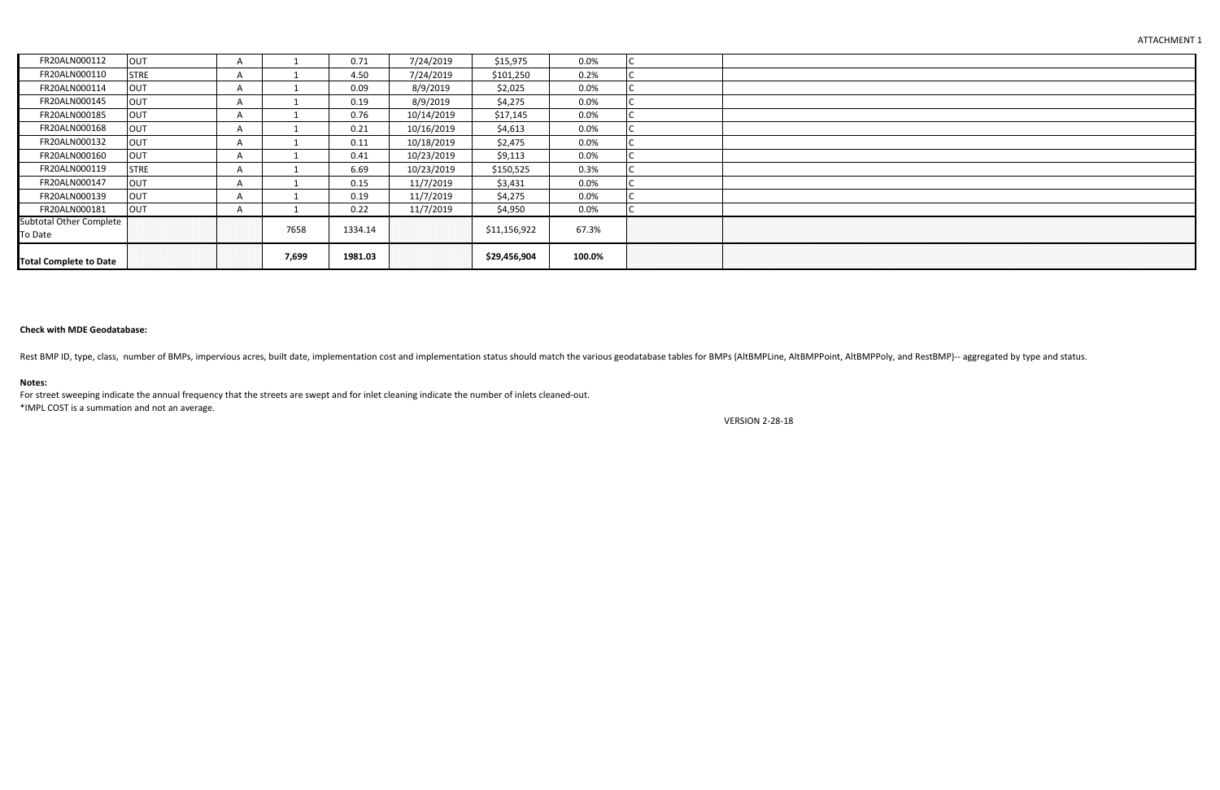| | | | | | | | | | |
|---|---|---|---|---|---|---|---|---|---|
| FR20ALN000112 | OUT | A | 1 | 0.71 | 7/24/2019 | $15,975 | 0.0% | C | |
| FR20ALN000110 | STRE | A | 1 | 4.50 | 7/24/2019 | $101,250 | 0.2% | C | |
| FR20ALN000114 | OUT | A | 1 | 0.09 | 8/9/2019 | $2,025 | 0.0% | C | |
| FR20ALN000145 | OUT | A | 1 | 0.19 | 8/9/2019 | $4,275 | 0.0% | C | |
| FR20ALN000185 | OUT | A | 1 | 0.76 | 10/14/2019 | $17,145 | 0.0% | C | |
| FR20ALN000168 | OUT | A | 1 | 0.21 | 10/16/2019 | $4,613 | 0.0% | C | |
| FR20ALN000132 | OUT | A | 1 | 0.11 | 10/18/2019 | $2,475 | 0.0% | C | |
| FR20ALN000160 | OUT | A | 1 | 0.41 | 10/23/2019 | $9,113 | 0.0% | C | |
| FR20ALN000119 | STRE | A | 1 | 6.69 | 10/23/2019 | $150,525 | 0.3% | C | |
| FR20ALN000147 | OUT | A | 1 | 0.15 | 11/7/2019 | $3,431 | 0.0% | C | |
| FR20ALN000139 | OUT | A | 1 | 0.19 | 11/7/2019 | $4,275 | 0.0% | C | |
| FR20ALN000181 | OUT | A | 1 | 0.22 | 11/7/2019 | $4,950 | 0.0% | C | |
| Subtotal Other Complete To Date | | | 7658 | 1334.14 | | $11,156,922 | 67.3% | | |
| **Total Complete to Date** | | | **7,699** | **1981.03** | | **$29,456,904** | **100.0%** | | |

**Check with MDE Geodatabase:**

Rest BMP ID, type, class, number of BMPs, impervious acres, built date, implementation cost and implementation status should match the various geodatabase tables for BMPs (AltBMPLine, AltBMPPoint, AltBMPPoly, and RestBMP)-- aggregated by type and status.

**Notes:**

For street sweeping indicate the annual frequency that the streets are swept and for inlet cleaning indicate the number of inlets cleaned-out.
*IMPL COST is a summation and not an average.

VERSION 2-28-18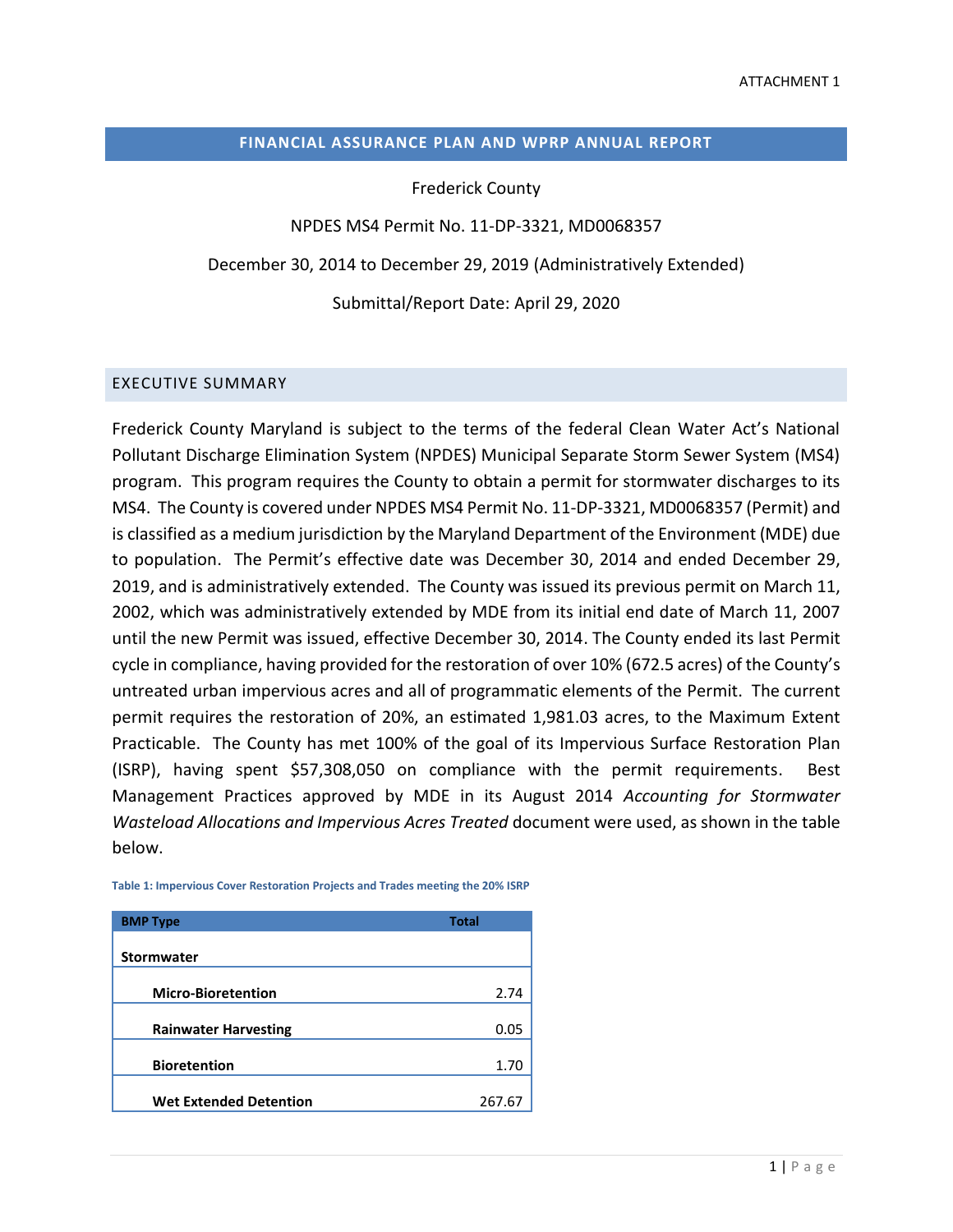ATTACHMENT 1

## FINANCIAL ASSURANCE PLAN AND WPRP ANNUAL REPORT

Frederick County

NPDES MS4 Permit No. 11-DP-3321, MD0068357

December 30, 2014 to December 29, 2019 (Administratively Extended)

Submittal/Report Date: April 29, 2020

## EXECUTIVE SUMMARY

Frederick County Maryland is subject to the terms of the federal Clean Water Act's National Pollutant Discharge Elimination System (NPDES) Municipal Separate Storm Sewer System (MS4) program. This program requires the County to obtain a permit for stormwater discharges to its MS4. The County is covered under NPDES MS4 Permit No. 11-DP-3321, MD0068357 (Permit) and is classified as a medium jurisdiction by the Maryland Department of the Environment (MDE) due to population. The Permit's effective date was December 30, 2014 and ended December 29, 2019, and is administratively extended. The County was issued its previous permit on March 11, 2002, which was administratively extended by MDE from its initial end date of March 11, 2007 until the new Permit was issued, effective December 30, 2014. The County ended its last Permit cycle in compliance, having provided for the restoration of over 10% (672.5 acres) of the County's untreated urban impervious acres and all of programmatic elements of the Permit. The current permit requires the restoration of 20%, an estimated 1,981.03 acres, to the Maximum Extent Practicable. The County has met 100% of the goal of its Impervious Surface Restoration Plan (ISRP), having spent $57,308,050 on compliance with the permit requirements. Best Management Practices approved by MDE in its August 2014 *Accounting for Stormwater Wasteload Allocations and Impervious Acres Treated* document were used, as shown in the table below.

**Table 1: Impervious Cover Restoration Projects and Trades meeting the 20% ISRP**

| BMP Type | Total |
|---|---|
| **Stormwater** | |
| **Micro-Bioretention** | 2.74 |
| **Rainwater Harvesting** | 0.05 |
| **Bioretention** | 1.70 |
| **Wet Extended Detention** | 267.67 |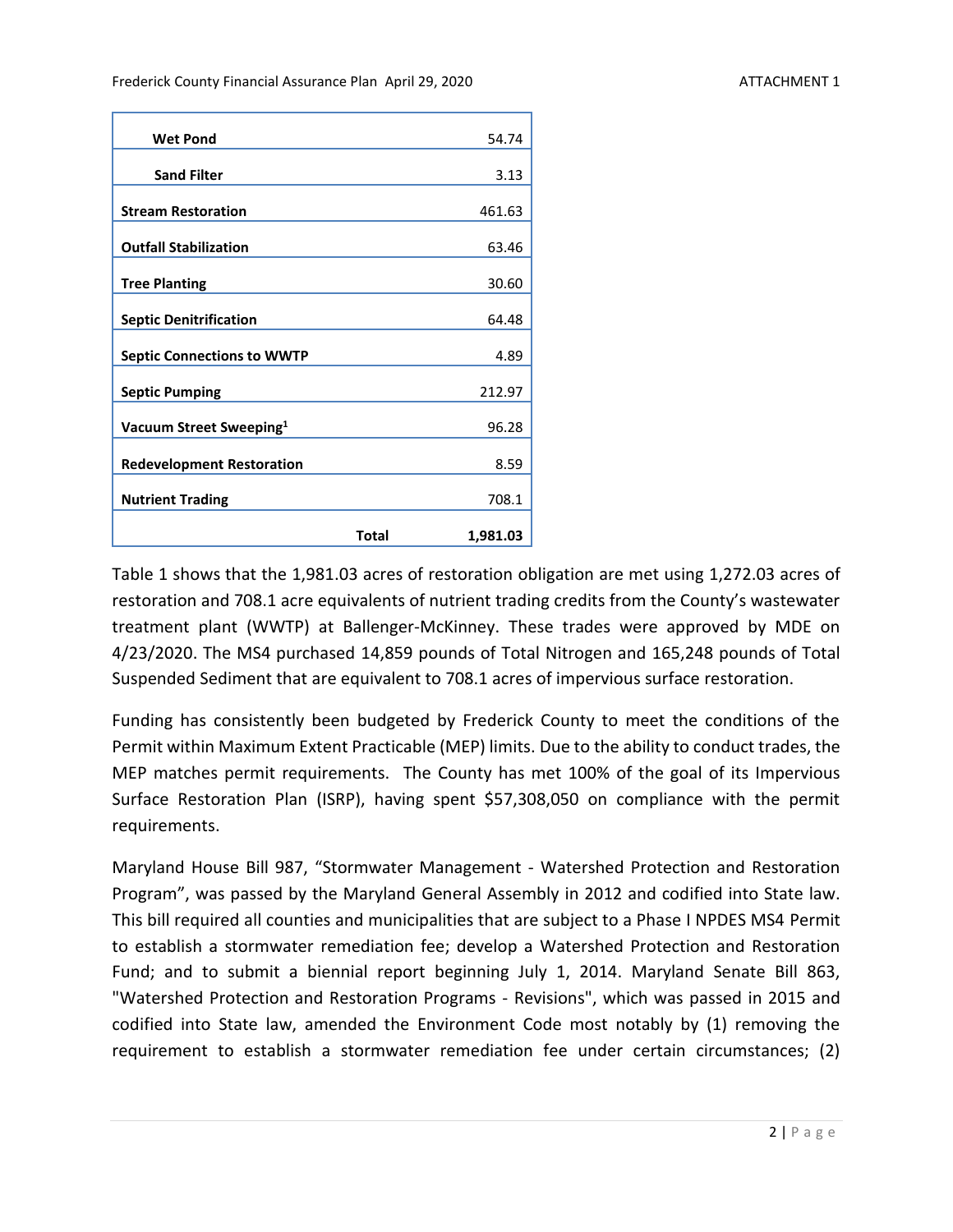| | |
|---|---|
| **Wet Pond** | 54.74 |
| **Sand Filter** | 3.13 |
| **Stream Restoration** | 461.63 |
| **Outfall Stabilization** | 63.46 |
| **Tree Planting** | 30.60 |
| **Septic Denitrification** | 64.48 |
| **Septic Connections to WWTP** | 4.89 |
| **Septic Pumping** | 212.97 |
| **Vacuum Street Sweeping[1]** | 96.28 |
| **Redevelopment Restoration** | 8.59 |
| **Nutrient Trading** | 708.1 |
| **Total** | **1,981.03** |

Table 1 shows that the 1,981.03 acres of restoration obligation are met using 1,272.03 acres of restoration and 708.1 acre equivalents of nutrient trading credits from the County's wastewater treatment plant (WWTP) at Ballenger-McKinney. These trades were approved by MDE on 4/23/2020. The MS4 purchased 14,859 pounds of Total Nitrogen and 165,248 pounds of Total Suspended Sediment that are equivalent to 708.1 acres of impervious surface restoration.

Funding has consistently been budgeted by Frederick County to meet the conditions of the Permit within Maximum Extent Practicable (MEP) limits. Due to the ability to conduct trades, the MEP matches permit requirements. The County has met 100% of the goal of its Impervious Surface Restoration Plan (ISRP), having spent $57,308,050 on compliance with the permit requirements.

Maryland House Bill 987, "Stormwater Management - Watershed Protection and Restoration Program", was passed by the Maryland General Assembly in 2012 and codified into State law. This bill required all counties and municipalities that are subject to a Phase I NPDES MS4 Permit to establish a stormwater remediation fee; develop a Watershed Protection and Restoration Fund; and to submit a biennial report beginning July 1, 2014. Maryland Senate Bill 863, "Watershed Protection and Restoration Programs - Revisions", which was passed in 2015 and codified into State law, amended the Environment Code most notably by (1) removing the requirement to establish a stormwater remediation fee under certain circumstances; (2)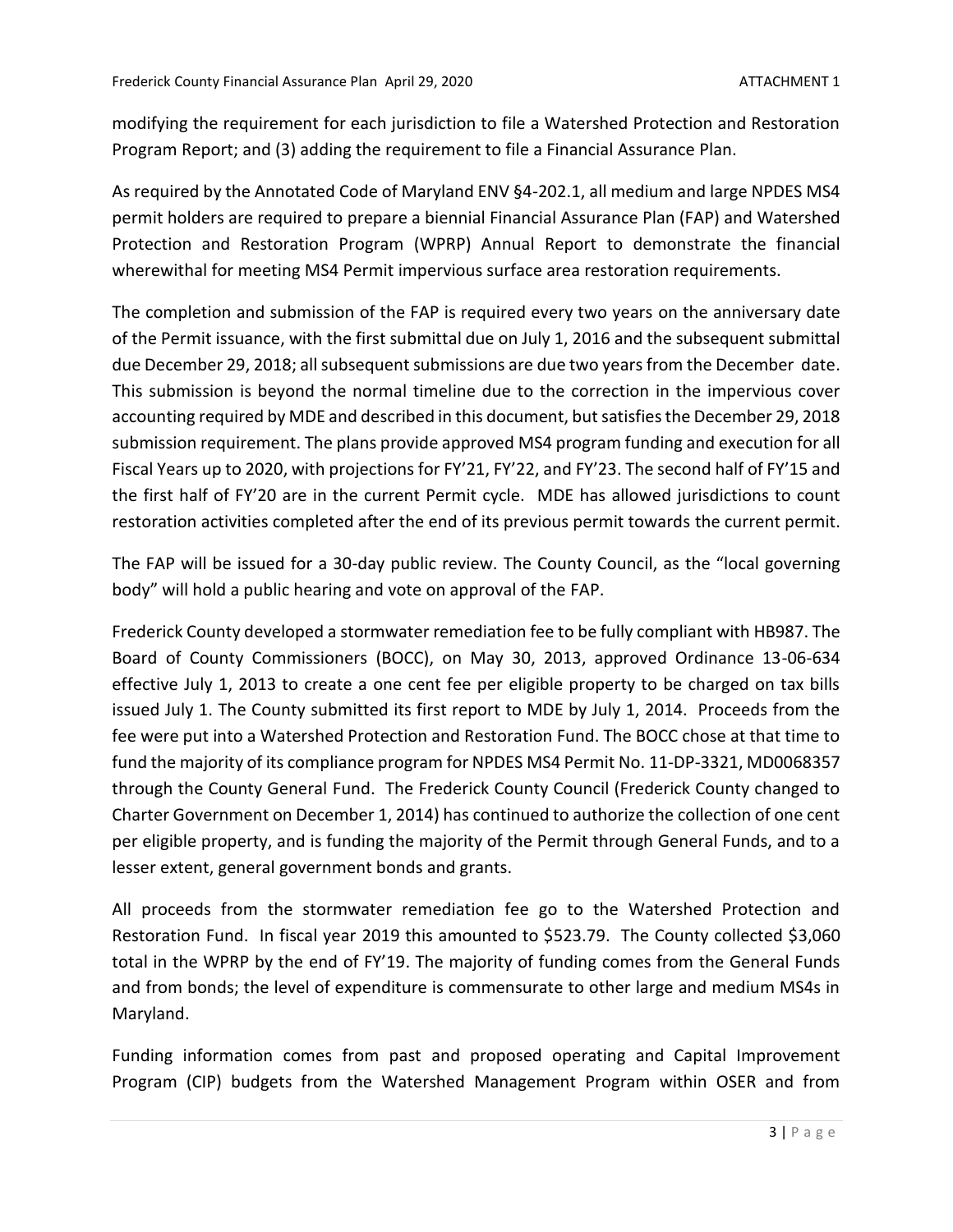modifying the requirement for each jurisdiction to file a Watershed Protection and Restoration Program Report; and (3) adding the requirement to file a Financial Assurance Plan.

As required by the Annotated Code of Maryland ENV §4-202.1, all medium and large NPDES MS4 permit holders are required to prepare a biennial Financial Assurance Plan (FAP) and Watershed Protection and Restoration Program (WPRP) Annual Report to demonstrate the financial wherewithal for meeting MS4 Permit impervious surface area restoration requirements.

The completion and submission of the FAP is required every two years on the anniversary date of the Permit issuance, with the first submittal due on July 1, 2016 and the subsequent submittal due December 29, 2018; all subsequent submissions are due two years from the December date. This submission is beyond the normal timeline due to the correction in the impervious cover accounting required by MDE and described in this document, but satisfies the December 29, 2018 submission requirement. The plans provide approved MS4 program funding and execution for all Fiscal Years up to 2020, with projections for FY'21, FY'22, and FY'23. The second half of FY'15 and the first half of FY'20 are in the current Permit cycle. MDE has allowed jurisdictions to count restoration activities completed after the end of its previous permit towards the current permit.

The FAP will be issued for a 30-day public review. The County Council, as the "local governing body" will hold a public hearing and vote on approval of the FAP.

Frederick County developed a stormwater remediation fee to be fully compliant with HB987. The Board of County Commissioners (BOCC), on May 30, 2013, approved Ordinance 13-06-634 effective July 1, 2013 to create a one cent fee per eligible property to be charged on tax bills issued July 1. The County submitted its first report to MDE by July 1, 2014. Proceeds from the fee were put into a Watershed Protection and Restoration Fund. The BOCC chose at that time to fund the majority of its compliance program for NPDES MS4 Permit No. 11-DP-3321, MD0068357 through the County General Fund. The Frederick County Council (Frederick County changed to Charter Government on December 1, 2014) has continued to authorize the collection of one cent per eligible property, and is funding the majority of the Permit through General Funds, and to a lesser extent, general government bonds and grants.

All proceeds from the stormwater remediation fee go to the Watershed Protection and Restoration Fund. In fiscal year 2019 this amounted to $523.79. The County collected $3,060 total in the WPRP by the end of FY'19. The majority of funding comes from the General Funds and from bonds; the level of expenditure is commensurate to other large and medium MS4s in Maryland.

Funding information comes from past and proposed operating and Capital Improvement Program (CIP) budgets from the Watershed Management Program within OSER and from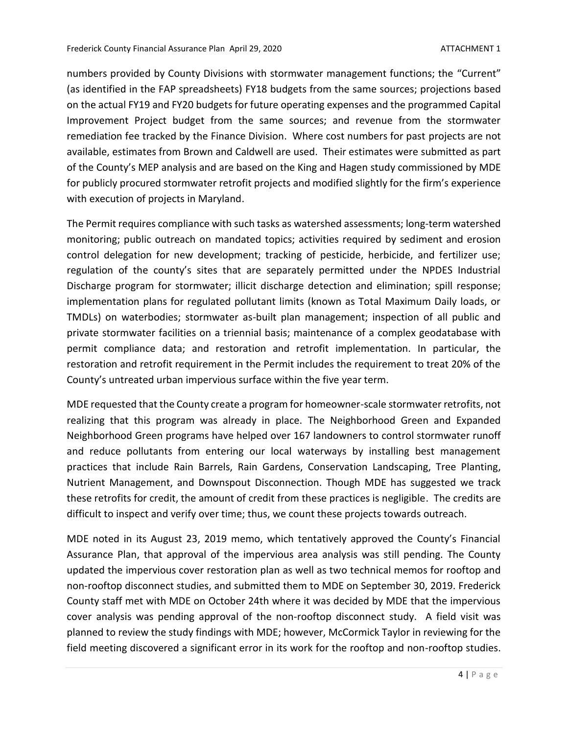numbers provided by County Divisions with stormwater management functions; the "Current" (as identified in the FAP spreadsheets) FY18 budgets from the same sources; projections based on the actual FY19 and FY20 budgets for future operating expenses and the programmed Capital Improvement Project budget from the same sources; and revenue from the stormwater remediation fee tracked by the Finance Division. Where cost numbers for past projects are not available, estimates from Brown and Caldwell are used. Their estimates were submitted as part of the County's MEP analysis and are based on the King and Hagen study commissioned by MDE for publicly procured stormwater retrofit projects and modified slightly for the firm's experience with execution of projects in Maryland.

The Permit requires compliance with such tasks as watershed assessments; long-term watershed monitoring; public outreach on mandated topics; activities required by sediment and erosion control delegation for new development; tracking of pesticide, herbicide, and fertilizer use; regulation of the county's sites that are separately permitted under the NPDES Industrial Discharge program for stormwater; illicit discharge detection and elimination; spill response; implementation plans for regulated pollutant limits (known as Total Maximum Daily loads, or TMDLs) on waterbodies; stormwater as-built plan management; inspection of all public and private stormwater facilities on a triennial basis; maintenance of a complex geodatabase with permit compliance data; and restoration and retrofit implementation. In particular, the restoration and retrofit requirement in the Permit includes the requirement to treat 20% of the County's untreated urban impervious surface within the five year term.

MDE requested that the County create a program for homeowner-scale stormwater retrofits, not realizing that this program was already in place. The Neighborhood Green and Expanded Neighborhood Green programs have helped over 167 landowners to control stormwater runoff and reduce pollutants from entering our local waterways by installing best management practices that include Rain Barrels, Rain Gardens, Conservation Landscaping, Tree Planting, Nutrient Management, and Downspout Disconnection. Though MDE has suggested we track these retrofits for credit, the amount of credit from these practices is negligible. The credits are difficult to inspect and verify over time; thus, we count these projects towards outreach.

MDE noted in its August 23, 2019 memo, which tentatively approved the County's Financial Assurance Plan, that approval of the impervious area analysis was still pending. The County updated the impervious cover restoration plan as well as two technical memos for rooftop and non-rooftop disconnect studies, and submitted them to MDE on September 30, 2019. Frederick County staff met with MDE on October 24th where it was decided by MDE that the impervious cover analysis was pending approval of the non-rooftop disconnect study. A field visit was planned to review the study findings with MDE; however, McCormick Taylor in reviewing for the field meeting discovered a significant error in its work for the rooftop and non-rooftop studies.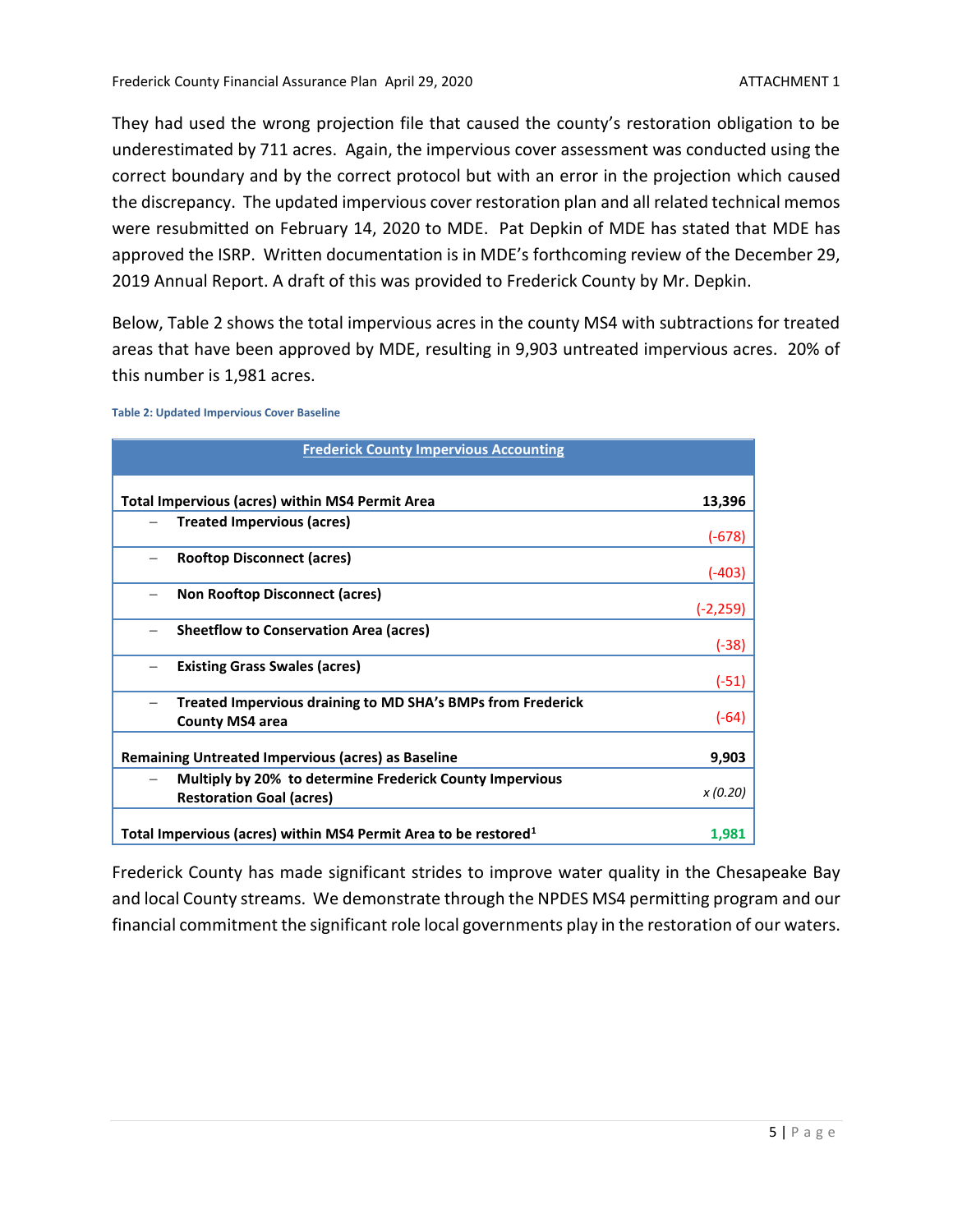They had used the wrong projection file that caused the county's restoration obligation to be underestimated by 711 acres. Again, the impervious cover assessment was conducted using the correct boundary and by the correct protocol but with an error in the projection which caused the discrepancy. The updated impervious cover restoration plan and all related technical memos were resubmitted on February 14, 2020 to MDE. Pat Depkin of MDE has stated that MDE has approved the ISRP. Written documentation is in MDE's forthcoming review of the December 29, 2019 Annual Report. A draft of this was provided to Frederick County by Mr. Depkin.

Below, Table 2 shows the total impervious acres in the county MS4 with subtractions for treated areas that have been approved by MDE, resulting in 9,903 untreated impervious acres. 20% of this number is 1,981 acres.

**Table 2: Updated Impervious Cover Baseline**

| **Frederick County Impervious Accounting** | |
|---|---|
| **Total Impervious (acres) within MS4 Permit Area** | **13,396** |
| – **Treated Impervious (acres)** | (-678) |
| – **Rooftop Disconnect (acres)** | (-403) |
| – **Non Rooftop Disconnect (acres)** | (-2,259) |
| – **Sheetflow to Conservation Area (acres)** | (-38) |
| – **Existing Grass Swales (acres)** | (-51) |
| – **Treated Impervious draining to MD SHA's BMPs from Frederick County MS4 area** | (-64) |
| **Remaining Untreated Impervious (acres) as Baseline** | **9,903** |
| – **Multiply by 20% to determine Frederick County Impervious Restoration Goal (acres)** | *x (0.20)* |
| **Total Impervious (acres) within MS4 Permit Area to be restored[1]** | **1,981** |

Frederick County has made significant strides to improve water quality in the Chesapeake Bay and local County streams. We demonstrate through the NPDES MS4 permitting program and our financial commitment the significant role local governments play in the restoration of our waters.